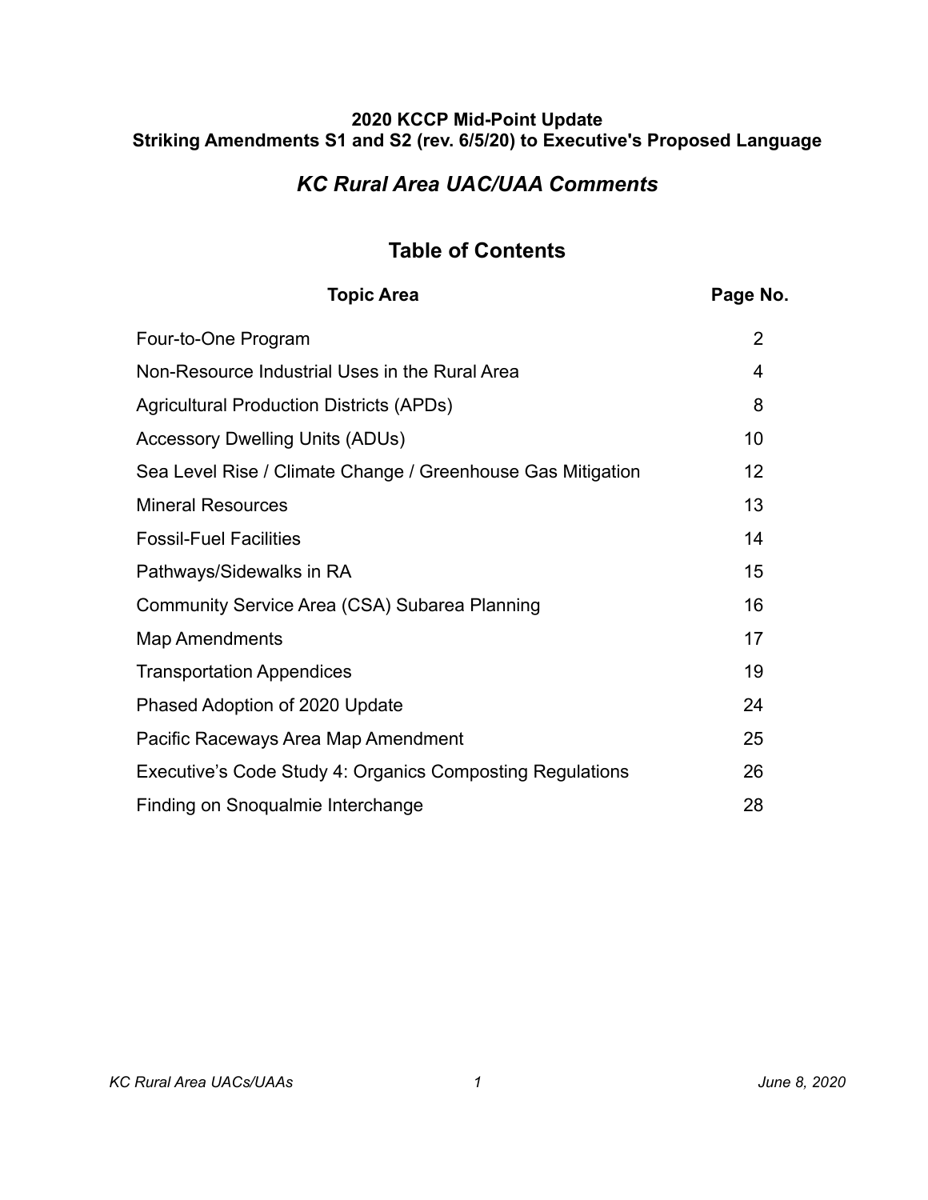**2020 KCCP Mid-Point Update**
**Striking Amendments S1 and S2 (rev. 6/5/20) to Executive's Proposed Language**

# *KC Rural Area UAC/UAA Comments*

## Table of Contents

| Topic Area | Page No. |
|---|---|
| Four-to-One Program | 2 |
| Non-Resource Industrial Uses in the Rural Area | 4 |
| Agricultural Production Districts (APDs) | 8 |
| Accessory Dwelling Units (ADUs) | 10 |
| Sea Level Rise / Climate Change / Greenhouse Gas Mitigation | 12 |
| Mineral Resources | 13 |
| Fossil-Fuel Facilities | 14 |
| Pathways/Sidewalks in RA | 15 |
| Community Service Area (CSA) Subarea Planning | 16 |
| Map Amendments | 17 |
| Transportation Appendices | 19 |
| Phased Adoption of 2020 Update | 24 |
| Pacific Raceways Area Map Amendment | 25 |
| Executive's Code Study 4: Organics Composting Regulations | 26 |
| Finding on Snoqualmie Interchange | 28 |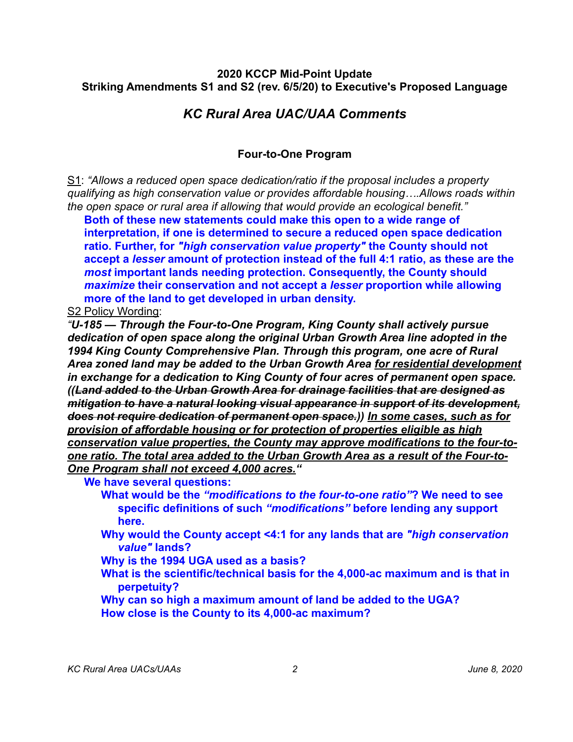**2020 KCCP Mid-Point Update**
**Striking Amendments S1 and S2 (rev. 6/5/20) to Executive's Proposed Language**

## *KC Rural Area UAC/UAA Comments*

### Four-to-One Program

<u>S1</u>: *"Allows a reduced open space dedication/ratio if the proposal includes a property qualifying as high conservation value or provides affordable housing….Allows roads within the open space or rural area if allowing that would provide an ecological benefit."*

> **Both of these new statements could make this open to a wide range of interpretation, if one is determined to secure a reduced open space dedication ratio. Further, for *"high conservation value property"* the County should not accept a *lesser* amount of protection instead of the full 4:1 ratio, as these are the *most* important lands needing protection. Consequently, the County should *maximize* their conservation and not accept a *lesser* proportion while allowing more of the land to get developed in urban density.**

<u>S2 Policy Wording</u>:

***"U-185 — Through the Four-to-One Program, King County shall actively pursue dedication of open space along the original Urban Growth Area line adopted in the 1994 King County Comprehensive Plan. Through this program, one acre of Rural Area zoned land may be added to the Urban Growth Area <u>for residential development</u> in exchange for a dedication to King County of four acres of permanent open space. ((~~Land added to the Urban Growth Area for drainage facilities that are designed as mitigation to have a natural looking visual appearance in support of its development, does not require dedication of permanent open space.~~)) <u>In some cases, such as for provision of affordable housing or for protection of properties eligible as high conservation value properties, the County may approve modifications to the four-to-one ratio. The total area added to the Urban Growth Area as a result of the Four-to-One Program shall not exceed 4,000 acres.</u>"***

> **We have several questions:**
>
> - **What would be the *"modifications to the four-to-one ratio"*? We need to see specific definitions of such *"modifications"* before lending any support here.**
> - **Why would the County accept <4:1 for any lands that are *"high conservation value"* lands?**
> - **Why is the 1994 UGA used as a basis?**
> - **What is the scientific/technical basis for the 4,000-ac maximum and is that in perpetuity?**
> - **Why can so high a maximum amount of land be added to the UGA?**
> - **How close is the County to its 4,000-ac maximum?**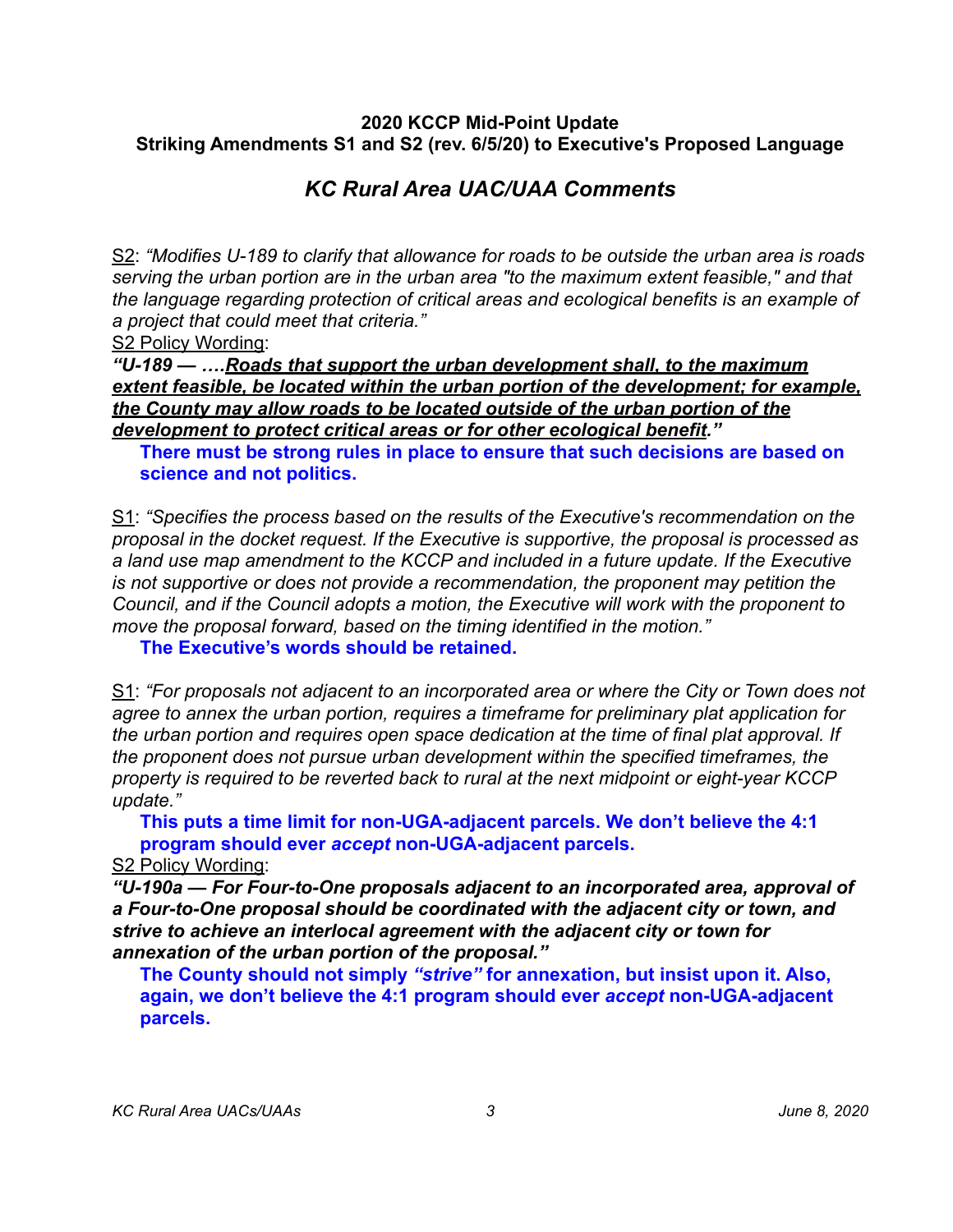**2020 KCCP Mid-Point Update**
**Striking Amendments S1 and S2 (rev. 6/5/20) to Executive's Proposed Language**

## *KC Rural Area UAC/UAA Comments*

<u>S2</u>: *"Modifies U-189 to clarify that allowance for roads to be outside the urban area is roads serving the urban portion are in the urban area "to the maximum extent feasible," and that the language regarding protection of critical areas and ecological benefits is an example of a project that could meet that criteria."*

<u>S2 Policy Wording</u>:

***"U-189 — ….<u>Roads that support the urban development shall, to the maximum extent feasible, be located within the urban portion of the development; for example, the County may allow roads to be located outside of the urban portion of the development to protect critical areas or for other ecological benefit</u>."***

> **There must be strong rules in place to ensure that such decisions are based on science and not politics.**

<u>S1</u>: *"Specifies the process based on the results of the Executive's recommendation on the proposal in the docket request. If the Executive is supportive, the proposal is processed as a land use map amendment to the KCCP and included in a future update. If the Executive is not supportive or does not provide a recommendation, the proponent may petition the Council, and if the Council adopts a motion, the Executive will work with the proponent to move the proposal forward, based on the timing identified in the motion."*

> **The Executive's words should be retained.**

<u>S1</u>: *"For proposals not adjacent to an incorporated area or where the City or Town does not agree to annex the urban portion, requires a timeframe for preliminary plat application for the urban portion and requires open space dedication at the time of final plat approval. If the proponent does not pursue urban development within the specified timeframes, the property is required to be reverted back to rural at the next midpoint or eight-year KCCP update."*

> **This puts a time limit for non-UGA-adjacent parcels. We don't believe the 4:1 program should ever *accept* non-UGA-adjacent parcels.**

<u>S2 Policy Wording</u>:

***"U-190a — For Four-to-One proposals adjacent to an incorporated area, approval of a Four-to-One proposal should be coordinated with the adjacent city or town, and strive to achieve an interlocal agreement with the adjacent city or town for annexation of the urban portion of the proposal."***

> **The County should not simply *"strive"* for annexation, but insist upon it. Also, again, we don't believe the 4:1 program should ever *accept* non-UGA-adjacent parcels.**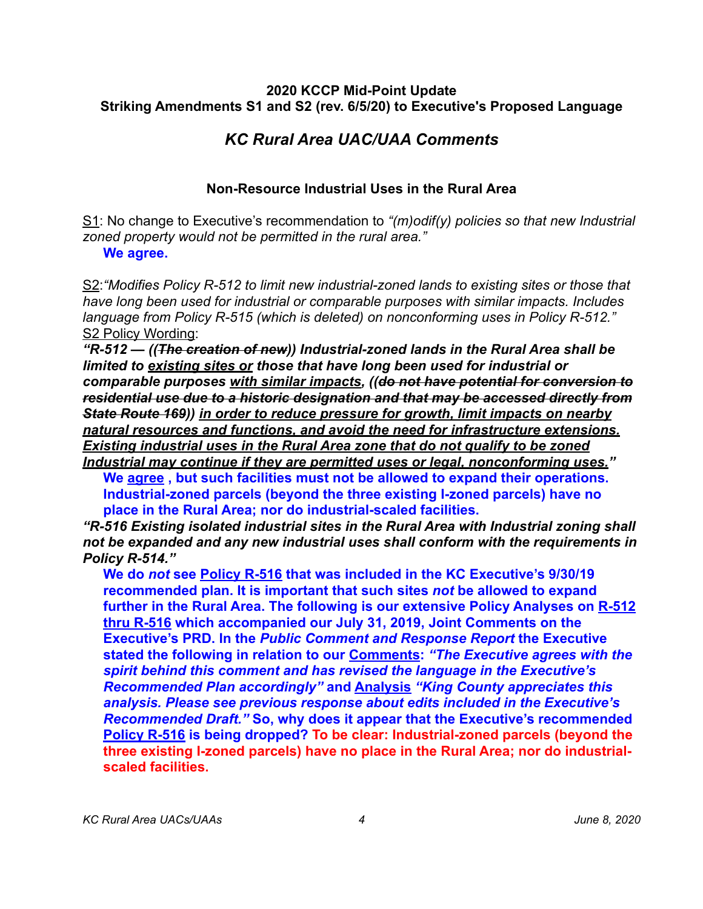**2020 KCCP Mid-Point Update**
**Striking Amendments S1 and S2 (rev. 6/5/20) to Executive's Proposed Language**

## *KC Rural Area UAC/UAA Comments*

### Non-Resource Industrial Uses in the Rural Area

<u>S1</u>: No change to Executive's recommendation to *"(m)odif(y) policies so that new Industrial zoned property would not be permitted in the rural area."*

**We agree.**

<u>S2</u>:*"Modifies Policy R-512 to limit new industrial-zoned lands to existing sites or those that have long been used for industrial or comparable purposes with similar impacts. Includes language from Policy R-515 (which is deleted) on nonconforming uses in Policy R-512."*
<u>S2 Policy Wording</u>:
***"R-512 — ((~~The creation of new~~)) Industrial-zoned lands in the Rural Area shall be limited to <u>existing sites or</u> those that have long been used for industrial or comparable purposes <u>with similar impacts</u>, ((~~do not have potential for conversion to residential use due to a historic designation and that may be accessed directly from State Route 169~~)) <u>in order to reduce pressure for growth, limit impacts on nearby natural resources and functions, and avoid the need for infrastructure extensions. Existing industrial uses in the Rural Area zone that do not qualify to be zoned Industrial may continue if they are permitted uses or legal, nonconforming uses.</u>"***

**We <u>agree</u> , but such facilities must not be allowed to expand their operations. Industrial-zoned parcels (beyond the three existing I-zoned parcels) have no place in the Rural Area; nor do industrial-scaled facilities.**

***"R-516 Existing isolated industrial sites in the Rural Area with Industrial zoning shall not be expanded and any new industrial uses shall conform with the requirements in Policy R-514."***

**We do *not* see <u>Policy R-516</u> that was included in the KC Executive's 9/30/19 recommended plan. It is important that such sites *not* be allowed to expand further in the Rural Area. The following is our extensive Policy Analyses on <u>R-512 thru R-516</u> which accompanied our July 31, 2019, Joint Comments on the Executive's PRD. In the *Public Comment and Response Report* the Executive stated the following in relation to our <u>Comments</u>: *"The Executive agrees with the spirit behind this comment and has revised the language in the Executive's Recommended Plan accordingly"* and <u>Analysis</u> *"King County appreciates this analysis. Please see previous response about edits included in the Executive's Recommended Draft."* So, why does it appear that the Executive's recommended <u>Policy R-516</u> is being dropped? To be clear: Industrial-zoned parcels (beyond the three existing I-zoned parcels) have no place in the Rural Area; nor do industrial-scaled facilities.**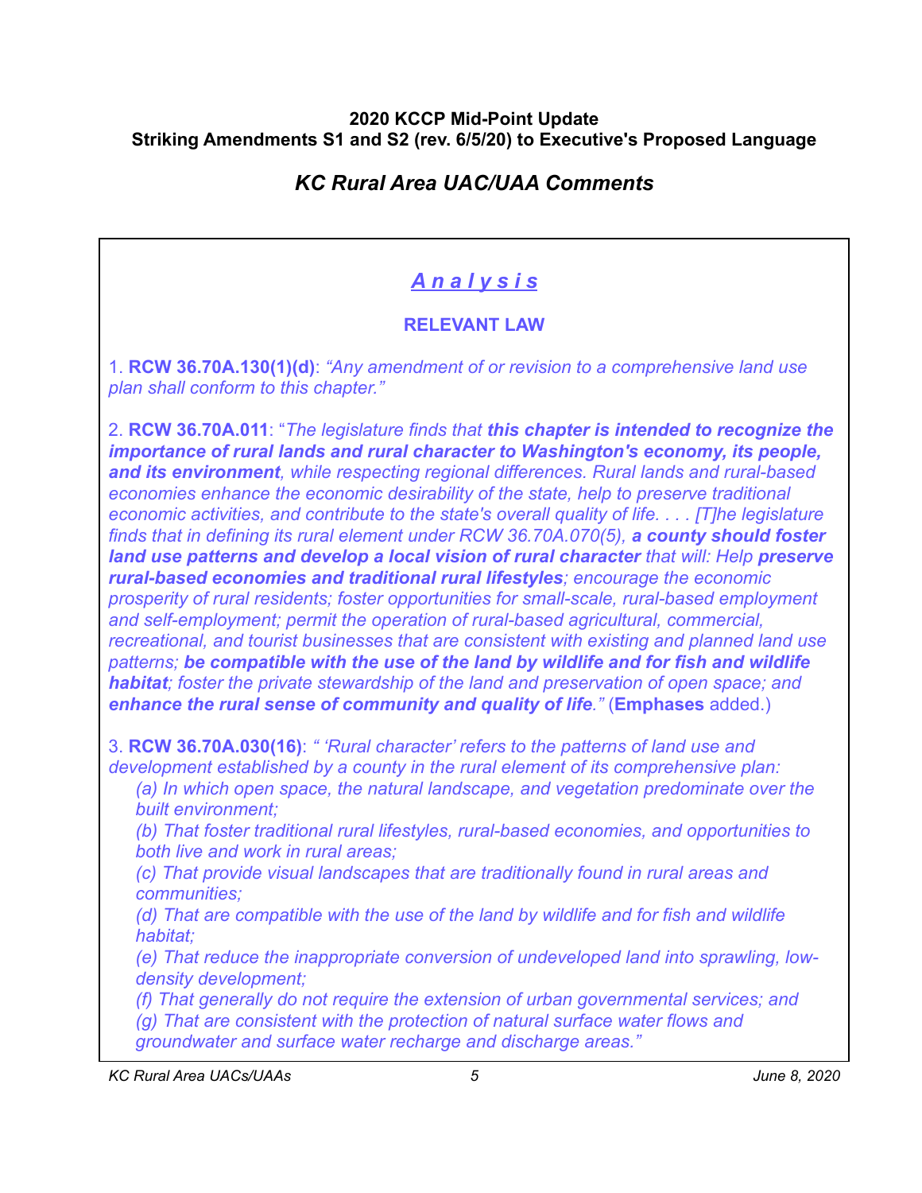**2020 KCCP Mid-Point Update**
**Striking Amendments S1 and S2 (rev. 6/5/20) to Executive's Proposed Language**

## *KC Rural Area UAC/UAA Comments*

## ***Analysis***

### RELEVANT LAW

1. **RCW 36.70A.130(1)(d)**: *"Any amendment of or revision to a comprehensive land use plan shall conform to this chapter."*

2. **RCW 36.70A.011**: "*The legislature finds that **this chapter is intended to recognize the importance of rural lands and rural character to Washington's economy, its people, and its environment**, while respecting regional differences. Rural lands and rural-based economies enhance the economic desirability of the state, help to preserve traditional economic activities, and contribute to the state's overall quality of life. . . . [T]he legislature finds that in defining its rural element under RCW 36.70A.070(5), **a county should foster land use patterns and develop a local vision of rural character** that will: Help **preserve rural-based economies and traditional rural lifestyles**; encourage the economic prosperity of rural residents; foster opportunities for small-scale, rural-based employment and self-employment; permit the operation of rural-based agricultural, commercial, recreational, and tourist businesses that are consistent with existing and planned land use patterns; **be compatible with the use of the land by wildlife and for fish and wildlife habitat**; foster the private stewardship of the land and preservation of open space; and **enhance the rural sense of community and quality of life**."* (**Emphases** added.)

3. **RCW 36.70A.030(16)**: *" 'Rural character' refers to the patterns of land use and development established by a county in the rural element of its comprehensive plan:*

*(a) In which open space, the natural landscape, and vegetation predominate over the built environment;*

*(b) That foster traditional rural lifestyles, rural-based economies, and opportunities to both live and work in rural areas;*

*(c) That provide visual landscapes that are traditionally found in rural areas and communities;*

*(d) That are compatible with the use of the land by wildlife and for fish and wildlife habitat;*

*(e) That reduce the inappropriate conversion of undeveloped land into sprawling, low-density development;*

*(f) That generally do not require the extension of urban governmental services; and*

*(g) That are consistent with the protection of natural surface water flows and groundwater and surface water recharge and discharge areas."*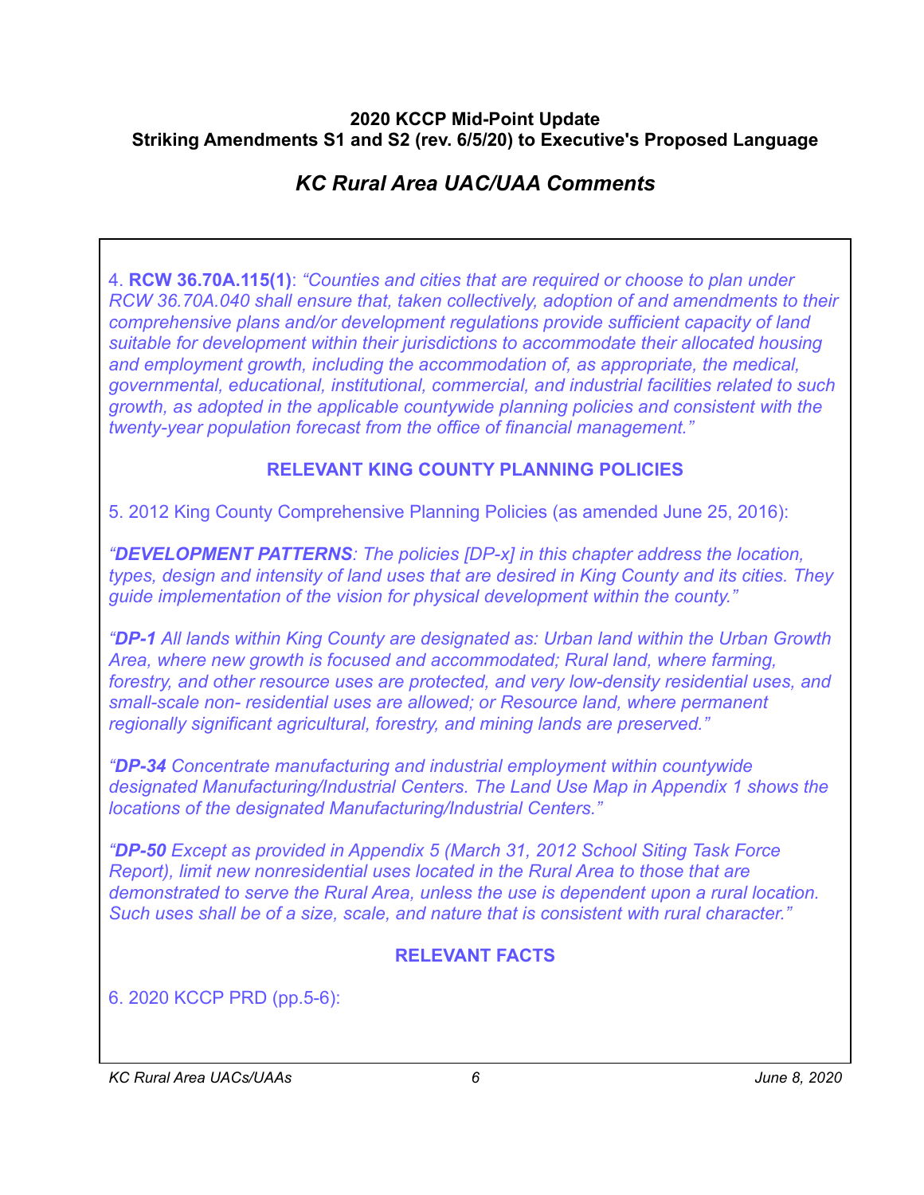4. **RCW 36.70A.115(1)**: *"Counties and cities that are required or choose to plan under RCW 36.70A.040 shall ensure that, taken collectively, adoption of and amendments to their comprehensive plans and/or development regulations provide sufficient capacity of land suitable for development within their jurisdictions to accommodate their allocated housing and employment growth, including the accommodation of, as appropriate, the medical, governmental, educational, institutional, commercial, and industrial facilities related to such growth, as adopted in the applicable countywide planning policies and consistent with the twenty-year population forecast from the office of financial management."*

**RELEVANT KING COUNTY PLANNING POLICIES**

5. 2012 King County Comprehensive Planning Policies (as amended June 25, 2016):

*"**DEVELOPMENT PATTERNS**: The policies [DP-x] in this chapter address the location, types, design and intensity of land uses that are desired in King County and its cities. They guide implementation of the vision for physical development within the county."*

*"**DP-1** All lands within King County are designated as: Urban land within the Urban Growth Area, where new growth is focused and accommodated; Rural land, where farming, forestry, and other resource uses are protected, and very low-density residential uses, and small-scale non- residential uses are allowed; or Resource land, where permanent regionally significant agricultural, forestry, and mining lands are preserved."*

*"**DP-34** Concentrate manufacturing and industrial employment within countywide designated Manufacturing/Industrial Centers. The Land Use Map in Appendix 1 shows the locations of the designated Manufacturing/Industrial Centers."*

*"**DP-50** Except as provided in Appendix 5 (March 31, 2012 School Siting Task Force Report), limit new nonresidential uses located in the Rural Area to those that are demonstrated to serve the Rural Area, unless the use is dependent upon a rural location. Such uses shall be of a size, scale, and nature that is consistent with rural character."*

**RELEVANT FACTS**

6. 2020 KCCP PRD (pp.5-6):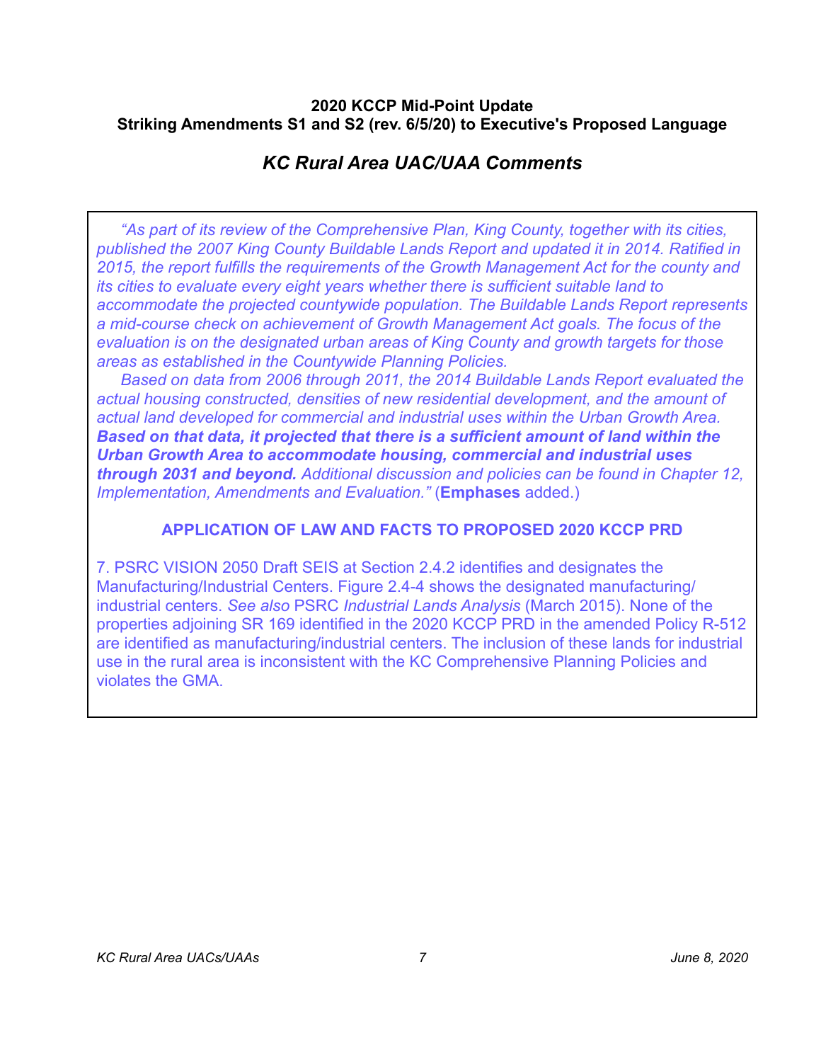*"As part of its review of the Comprehensive Plan, King County, together with its cities, published the 2007 King County Buildable Lands Report and updated it in 2014. Ratified in 2015, the report fulfills the requirements of the Growth Management Act for the county and its cities to evaluate every eight years whether there is sufficient suitable land to accommodate the projected countywide population. The Buildable Lands Report represents a mid-course check on achievement of Growth Management Act goals. The focus of the evaluation is on the designated urban areas of King County and growth targets for those areas as established in the Countywide Planning Policies.*

*Based on data from 2006 through 2011, the 2014 Buildable Lands Report evaluated the actual housing constructed, densities of new residential development, and the amount of actual land developed for commercial and industrial uses within the Urban Growth Area.* ***Based on that data, it projected that there is a sufficient amount of land within the Urban Growth Area to accommodate housing, commercial and industrial uses through 2031 and beyond.*** *Additional discussion and policies can be found in Chapter 12, Implementation, Amendments and Evaluation."* (**Emphases** added.)

### APPLICATION OF LAW AND FACTS TO PROPOSED 2020 KCCP PRD

7. PSRC VISION 2050 Draft SEIS at Section 2.4.2 identifies and designates the Manufacturing/Industrial Centers. Figure 2.4-4 shows the designated manufacturing/ industrial centers. *See also* PSRC *Industrial Lands Analysis* (March 2015). None of the properties adjoining SR 169 identified in the 2020 KCCP PRD in the amended Policy R-512 are identified as manufacturing/industrial centers. The inclusion of these lands for industrial use in the rural area is inconsistent with the KC Comprehensive Planning Policies and violates the GMA.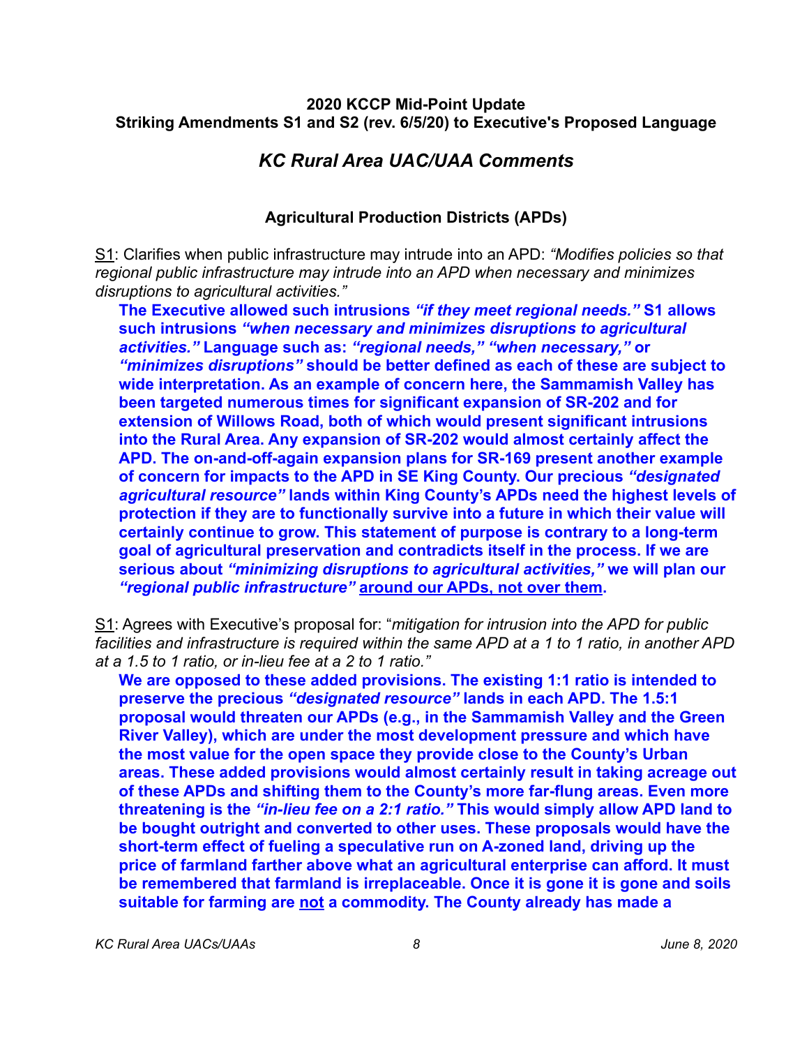**2020 KCCP Mid-Point Update**
**Striking Amendments S1 and S2 (rev. 6/5/20) to Executive's Proposed Language**

## *KC Rural Area UAC/UAA Comments*

### Agricultural Production Districts (APDs)

S1: Clarifies when public infrastructure may intrude into an APD: *"Modifies policies so that regional public infrastructure may intrude into an APD when necessary and minimizes disruptions to agricultural activities."*

> **The Executive allowed such intrusions *"if they meet regional needs."* S1 allows such intrusions *"when necessary and minimizes disruptions to agricultural activities."* Language such as: *"regional needs," "when necessary,"* or *"minimizes disruptions"* should be better defined as each of these are subject to wide interpretation. As an example of concern here, the Sammamish Valley has been targeted numerous times for significant expansion of SR-202 and for extension of Willows Road, both of which would present significant intrusions into the Rural Area. Any expansion of SR-202 would almost certainly affect the APD. The on-and-off-again expansion plans for SR-169 present another example of concern for impacts to the APD in SE King County. Our precious *"designated agricultural resource"* lands within King County's APDs need the highest levels of protection if they are to functionally survive into a future in which their value will certainly continue to grow. This statement of purpose is contrary to a long-term goal of agricultural preservation and contradicts itself in the process. If we are serious about *"minimizing disruptions to agricultural activities,"* we will plan our *"regional public infrastructure"* around our APDs, not over them.**

S1: Agrees with Executive's proposal for: "*mitigation for intrusion into the APD for public facilities and infrastructure is required within the same APD at a 1 to 1 ratio, in another APD at a 1.5 to 1 ratio, or in-lieu fee at a 2 to 1 ratio.*"

> **We are opposed to these added provisions. The existing 1:1 ratio is intended to preserve the precious *"designated resource"* lands in each APD. The 1.5:1 proposal would threaten our APDs (e.g., in the Sammamish Valley and the Green River Valley), which are under the most development pressure and which have the most value for the open space they provide close to the County's Urban areas. These added provisions would almost certainly result in taking acreage out of these APDs and shifting them to the County's more far-flung areas. Even more threatening is the *"in-lieu fee on a 2:1 ratio."* This would simply allow APD land to be bought outright and converted to other uses. These proposals would have the short-term effect of fueling a speculative run on A-zoned land, driving up the price of farmland farther above what an agricultural enterprise can afford. It must be remembered that farmland is irreplaceable. Once it is gone it is gone and soils suitable for farming are not a commodity. The County already has made a**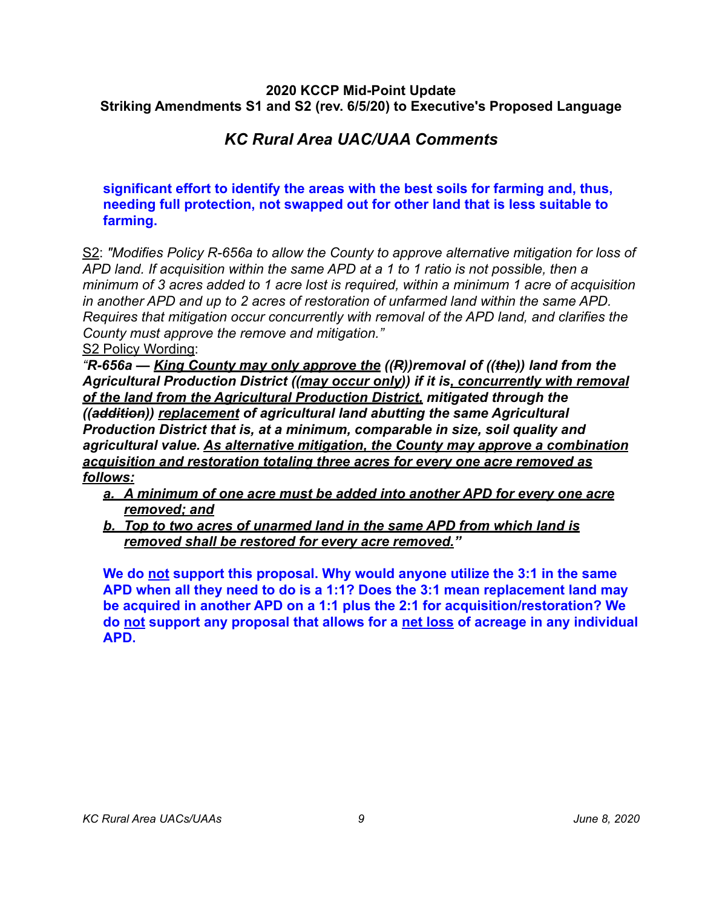**2020 KCCP Mid-Point Update**
**Striking Amendments S1 and S2 (rev. 6/5/20) to Executive's Proposed Language**

## *KC Rural Area UAC/UAA Comments*

**significant effort to identify the areas with the best soils for farming and, thus, needing full protection, not swapped out for other land that is less suitable to farming.**

<u>S2</u>: *"Modifies Policy R-656a to allow the County to approve alternative mitigation for loss of APD land. If acquisition within the same APD at a 1 to 1 ratio is not possible, then a minimum of 3 acres added to 1 acre lost is required, within a minimum 1 acre of acquisition in another APD and up to 2 acres of restoration of unfarmed land within the same APD. Requires that mitigation occur concurrently with removal of the APD land, and clarifies the County must approve the remove and mitigation."*

<u>S2 Policy Wording</u>:

***"R-656a — <u>King County may only approve the</u> ((~~R~~))removal of ((~~the~~)) land from the Agricultural Production District ((<u>may occur only</u>)) if it is<u>, concurrently with removal of the land from the Agricultural Production District,</u> mitigated through the ((~~addition~~)) <u>replacement</u> of agricultural land abutting the same Agricultural Production District that is, at a minimum, comparable in size, soil quality and agricultural value. <u>As alternative mitigation, the County may approve a combination acquisition and restoration totaling three acres for every one acre removed as follows:</u>***

***a. <u>A minimum of one acre must be added into another APD for every one acre removed; and</u>***
***b. <u>Top to two acres of unarmed land in the same APD from which land is removed shall be restored for every acre removed.</u>"***

**We do <u>not</u> support this proposal. Why would anyone utilize the 3:1 in the same APD when all they need to do is a 1:1? Does the 3:1 mean replacement land may be acquired in another APD on a 1:1 plus the 2:1 for acquisition/restoration? We do <u>not</u> support any proposal that allows for a <u>net loss</u> of acreage in any individual APD.**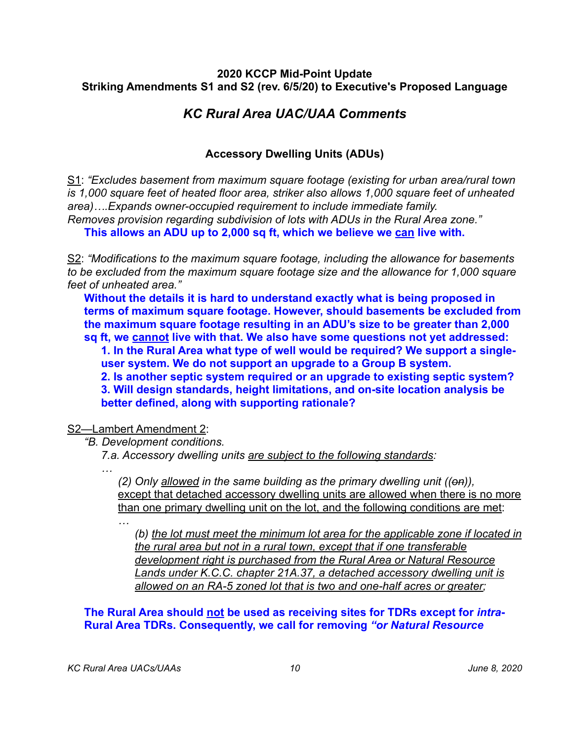**2020 KCCP Mid-Point Update**
**Striking Amendments S1 and S2 (rev. 6/5/20) to Executive's Proposed Language**

## *KC Rural Area UAC/UAA Comments*

### Accessory Dwelling Units (ADUs)

<u>S1</u>: *"Excludes basement from maximum square footage (existing for urban area/rural town is 1,000 square feet of heated floor area, striker also allows 1,000 square feet of unheated area)….Expands owner-occupied requirement to include immediate family. Removes provision regarding subdivision of lots with ADUs in the Rural Area zone."*

**This allows an ADU up to 2,000 sq ft, which we believe we <u>can</u> live with.**

<u>S2</u>: *"Modifications to the maximum square footage, including the allowance for basements to be excluded from the maximum square footage size and the allowance for 1,000 square feet of unheated area."*

**Without the details it is hard to understand exactly what is being proposed in terms of maximum square footage. However, should basements be excluded from the maximum square footage resulting in an ADU's size to be greater than 2,000 sq ft, we <u>cannot</u> live with that. We also have some questions not yet addressed:**

**1. In the Rural Area what type of well would be required? We support a single-user system. We do not support an upgrade to a Group B system.**

**2. Is another septic system required or an upgrade to existing septic system?**

**3. Will design standards, height limitations, and on-site location analysis be better defined, along with supporting rationale?**

<u>S2—Lambert Amendment 2</u>:

*"B. Development conditions.*

*7.a. Accessory dwelling units <u>are subject to the following standards</u>:*

*…*

*(2) Only <u>allowed</u> in the same building as the primary dwelling unit ((~~on~~)),* <u>except that detached accessory dwelling units are allowed when there is no more than one primary dwelling unit on the lot, and the following conditions are met</u>:

*…*

*(b) <u>the lot must meet the minimum lot area for the applicable zone if located in the rural area but not in a rural town, except that if one transferable development right is purchased from the Rural Area or Natural Resource Lands under K.C.C. chapter 21A.37, a detached accessory dwelling unit is allowed on an RA-5 zoned lot that is two and one-half acres or greater</u>;*

**The Rural Area should <u>not</u> be used as receiving sites for TDRs except for *intra*-Rural Area TDRs. Consequently, we call for removing *"or Natural Resource***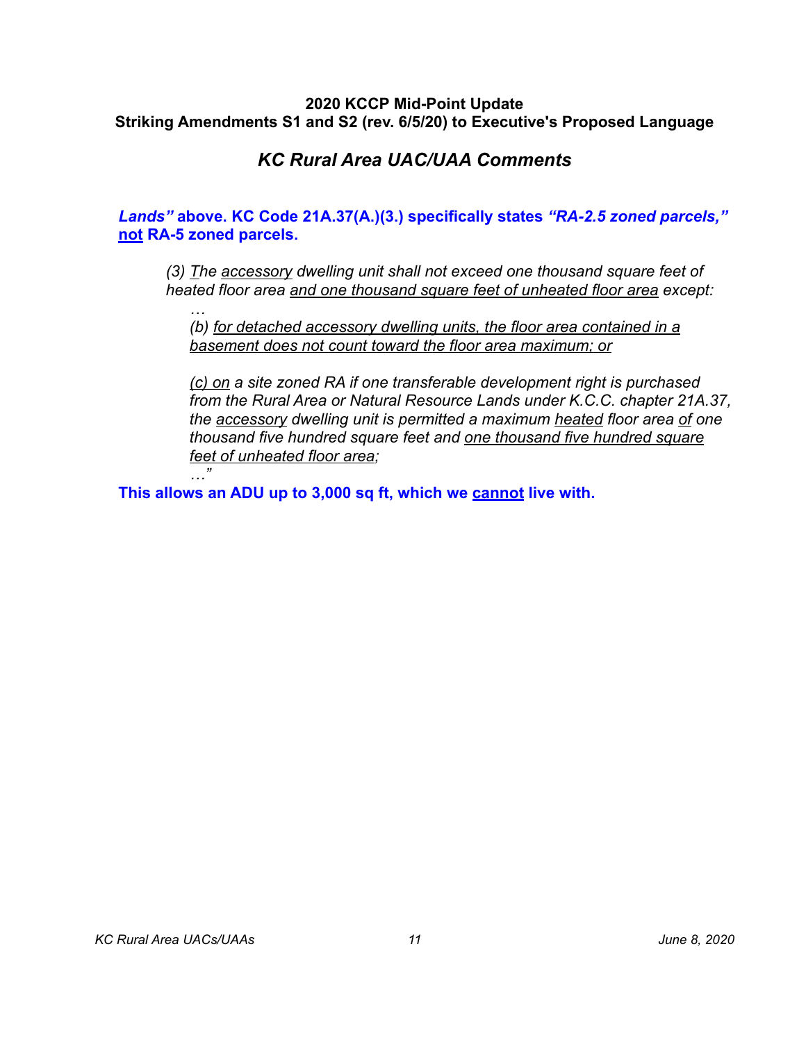**2020 KCCP Mid-Point Update**
**Striking Amendments S1 and S2 (rev. 6/5/20) to Executive's Proposed Language**

## *KC Rural Area UAC/UAA Comments*

***Lands"* above. KC Code 21A.37(A.)(3.) specifically states *"RA-2.5 zoned parcels,"* not RA-5 zoned parcels.**

> *(3) The accessory dwelling unit shall not exceed one thousand square feet of heated floor area and one thousand square feet of unheated floor area except:*
>
> *…*
>
> *(b) for detached accessory dwelling units, the floor area contained in a basement does not count toward the floor area maximum; or*
>
> *(c) on a site zoned RA if one transferable development right is purchased from the Rural Area or Natural Resource Lands under K.C.C. chapter 21A.37, the accessory dwelling unit is permitted a maximum heated floor area of one thousand five hundred square feet and one thousand five hundred square feet of unheated floor area;*
>
> *…"*

**This allows an ADU up to 3,000 sq ft, which we cannot live with.**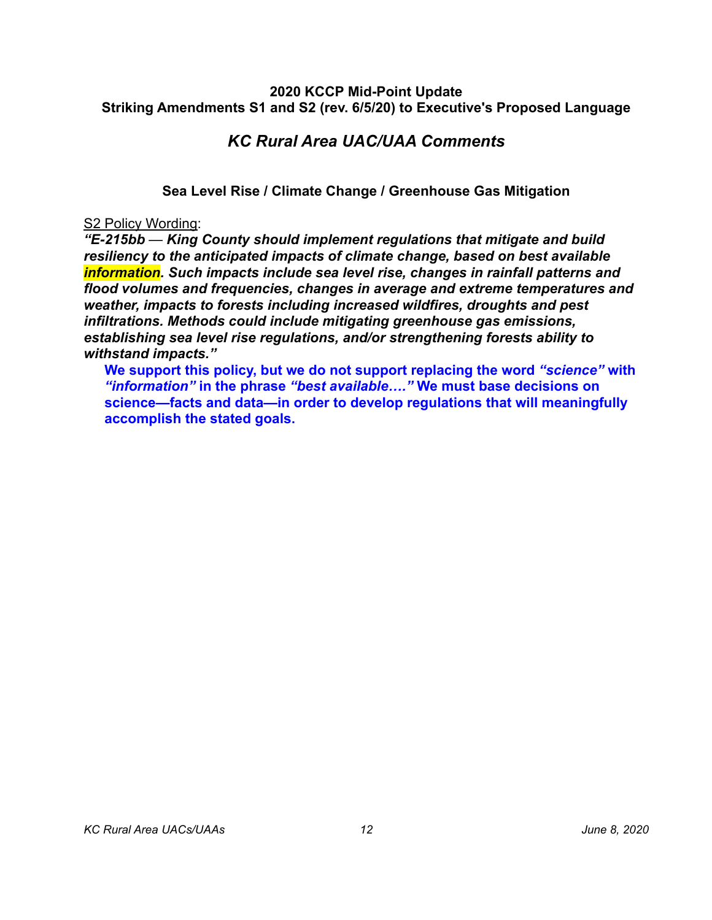**2020 KCCP Mid-Point Update**
**Striking Amendments S1 and S2 (rev. 6/5/20) to Executive's Proposed Language**

## *KC Rural Area UAC/UAA Comments*

### Sea Level Rise / Climate Change / Greenhouse Gas Mitigation

S2 Policy Wording:

***"E-215bb — King County should implement regulations that mitigate and build resiliency to the anticipated impacts of climate change, based on best available information. Such impacts include sea level rise, changes in rainfall patterns and flood volumes and frequencies, changes in average and extreme temperatures and weather, impacts to forests including increased wildfires, droughts and pest infiltrations. Methods could include mitigating greenhouse gas emissions, establishing sea level rise regulations, and/or strengthening forests ability to withstand impacts."***

> **We support this policy, but we do not support replacing the word *"science"* with *"information"* in the phrase *"best available…."* We must base decisions on science—facts and data—in order to develop regulations that will meaningfully accomplish the stated goals.**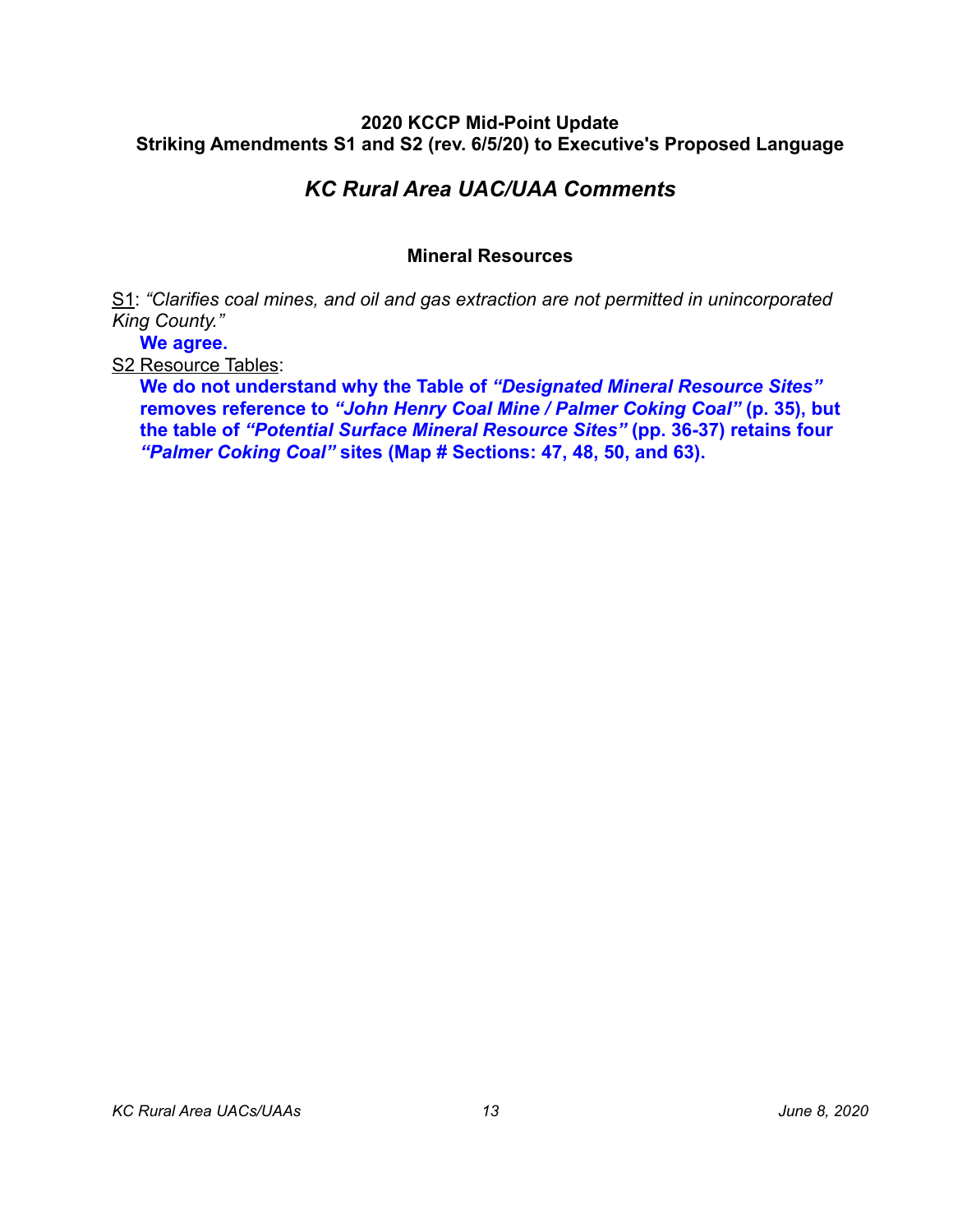**2020 KCCP Mid-Point Update**
**Striking Amendments S1 and S2 (rev. 6/5/20) to Executive's Proposed Language**

## *KC Rural Area UAC/UAA Comments*

### Mineral Resources

<u>S1</u>: *"Clarifies coal mines, and oil and gas extraction are not permitted in unincorporated King County."*

**We agree.**

<u>S2 Resource Tables</u>:

**We do not understand why the Table of *"Designated Mineral Resource Sites"* removes reference to *"John Henry Coal Mine / Palmer Coking Coal"* (p. 35), but the table of *"Potential Surface Mineral Resource Sites"* (pp. 36-37) retains four *"Palmer Coking Coal"* sites (Map # Sections: 47, 48, 50, and 63).**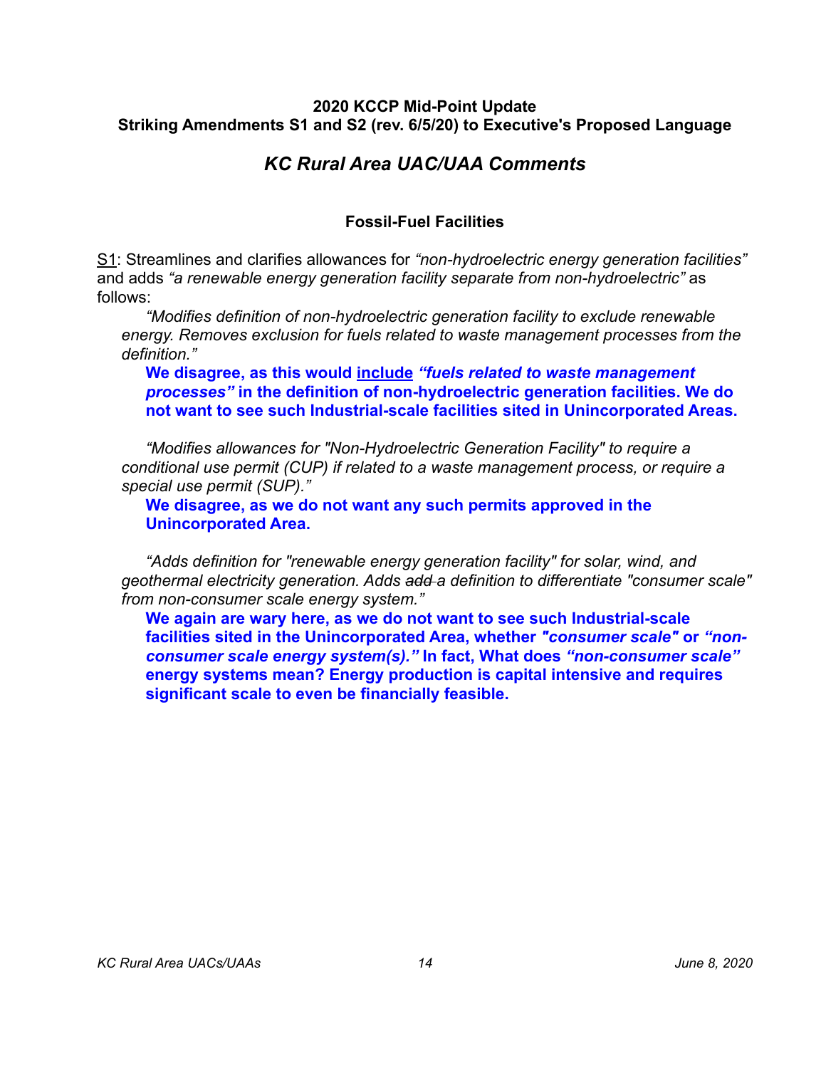**2020 KCCP Mid-Point Update**
**Striking Amendments S1 and S2 (rev. 6/5/20) to Executive's Proposed Language**

## *KC Rural Area UAC/UAA Comments*

### Fossil-Fuel Facilities

<u>S1</u>: Streamlines and clarifies allowances for *"non-hydroelectric energy generation facilities"* and adds *"a renewable energy generation facility separate from non-hydroelectric"* as follows:

> *"Modifies definition of non-hydroelectric generation facility to exclude renewable energy. Removes exclusion for fuels related to waste management processes from the definition."*
>
> **We disagree, as this would <u>include</u> *"fuels related to waste management processes"* in the definition of non-hydroelectric generation facilities. We do not want to see such Industrial-scale facilities sited in Unincorporated Areas.**

> *"Modifies allowances for "Non-Hydroelectric Generation Facility" to require a conditional use permit (CUP) if related to a waste management process, or require a special use permit (SUP)."*
>
> **We disagree, as we do not want any such permits approved in the Unincorporated Area.**

> *"Adds definition for "renewable energy generation facility" for solar, wind, and geothermal electricity generation. Adds ~~add~~ a definition to differentiate "consumer scale" from non-consumer scale energy system."*
>
> **We again are wary here, as we do not want to see such Industrial-scale facilities sited in the Unincorporated Area, whether *"consumer scale"* or *"non-consumer scale energy system(s)."* In fact, What does *"non-consumer scale"* energy systems mean? Energy production is capital intensive and requires significant scale to even be financially feasible.**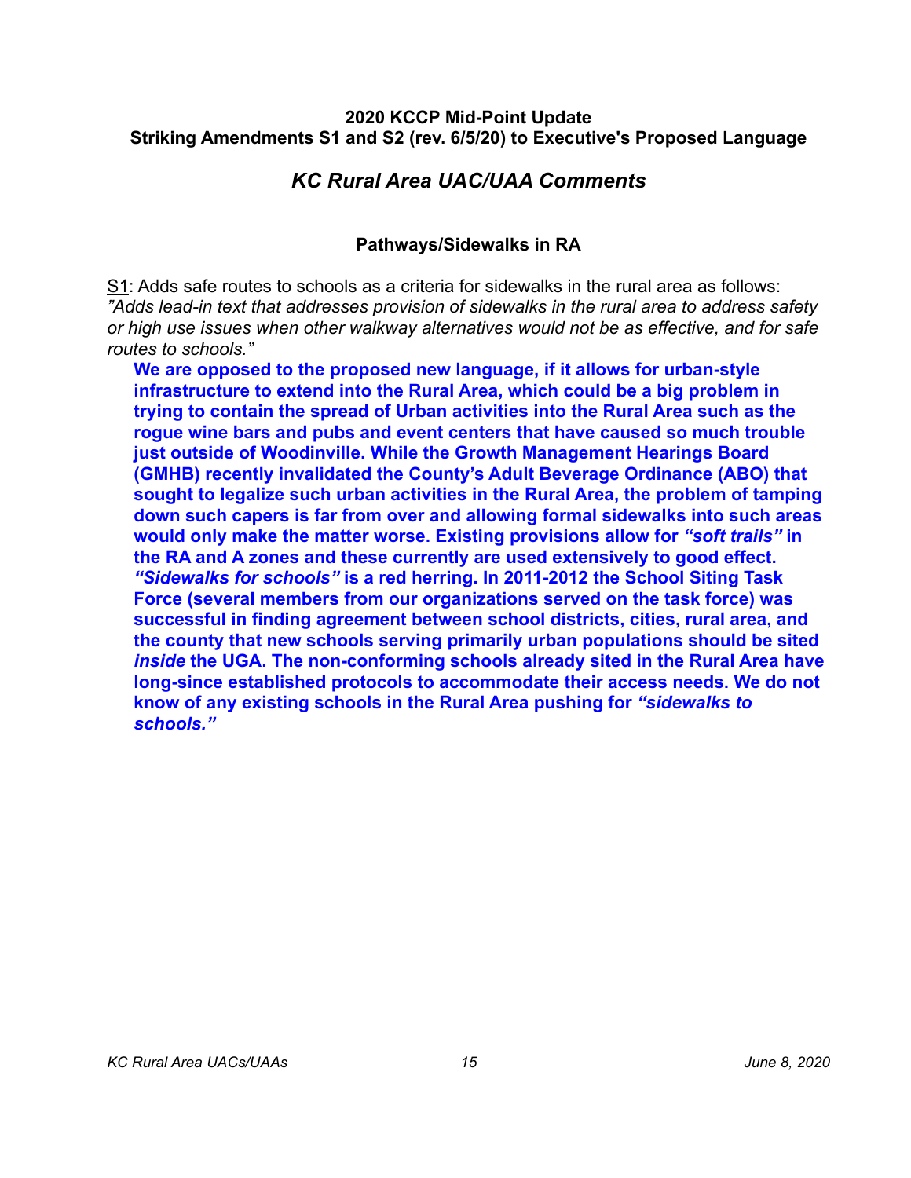**2020 KCCP Mid-Point Update**
**Striking Amendments S1 and S2 (rev. 6/5/20) to Executive's Proposed Language**

## *KC Rural Area UAC/UAA Comments*

### Pathways/Sidewalks in RA

S1: Adds safe routes to schools as a criteria for sidewalks in the rural area as follows: *"Adds lead-in text that addresses provision of sidewalks in the rural area to address safety or high use issues when other walkway alternatives would not be as effective, and for safe routes to schools."*

**We are opposed to the proposed new language, if it allows for urban-style infrastructure to extend into the Rural Area, which could be a big problem in trying to contain the spread of Urban activities into the Rural Area such as the rogue wine bars and pubs and event centers that have caused so much trouble just outside of Woodinville. While the Growth Management Hearings Board (GMHB) recently invalidated the County's Adult Beverage Ordinance (ABO) that sought to legalize such urban activities in the Rural Area, the problem of tamping down such capers is far from over and allowing formal sidewalks into such areas would only make the matter worse. Existing provisions allow for *"soft trails"* in the RA and A zones and these currently are used extensively to good effect. *"Sidewalks for schools"* is a red herring. In 2011-2012 the School Siting Task Force (several members from our organizations served on the task force) was successful in finding agreement between school districts, cities, rural area, and the county that new schools serving primarily urban populations should be sited *inside* the UGA. The non-conforming schools already sited in the Rural Area have long-since established protocols to accommodate their access needs. We do not know of any existing schools in the Rural Area pushing for *"sidewalks to schools."***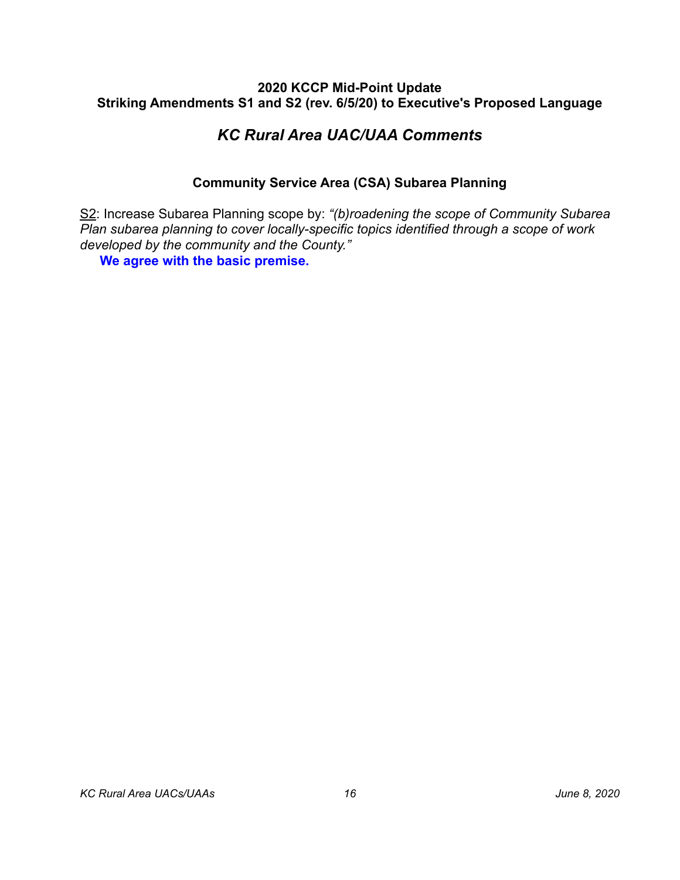**2020 KCCP Mid-Point Update**
**Striking Amendments S1 and S2 (rev. 6/5/20) to Executive's Proposed Language**

## *KC Rural Area UAC/UAA Comments*

### Community Service Area (CSA) Subarea Planning

S2: Increase Subarea Planning scope by: *"(b)roadening the scope of Community Subarea Plan subarea planning to cover locally-specific topics identified through a scope of work developed by the community and the County."*

**We agree with the basic premise.**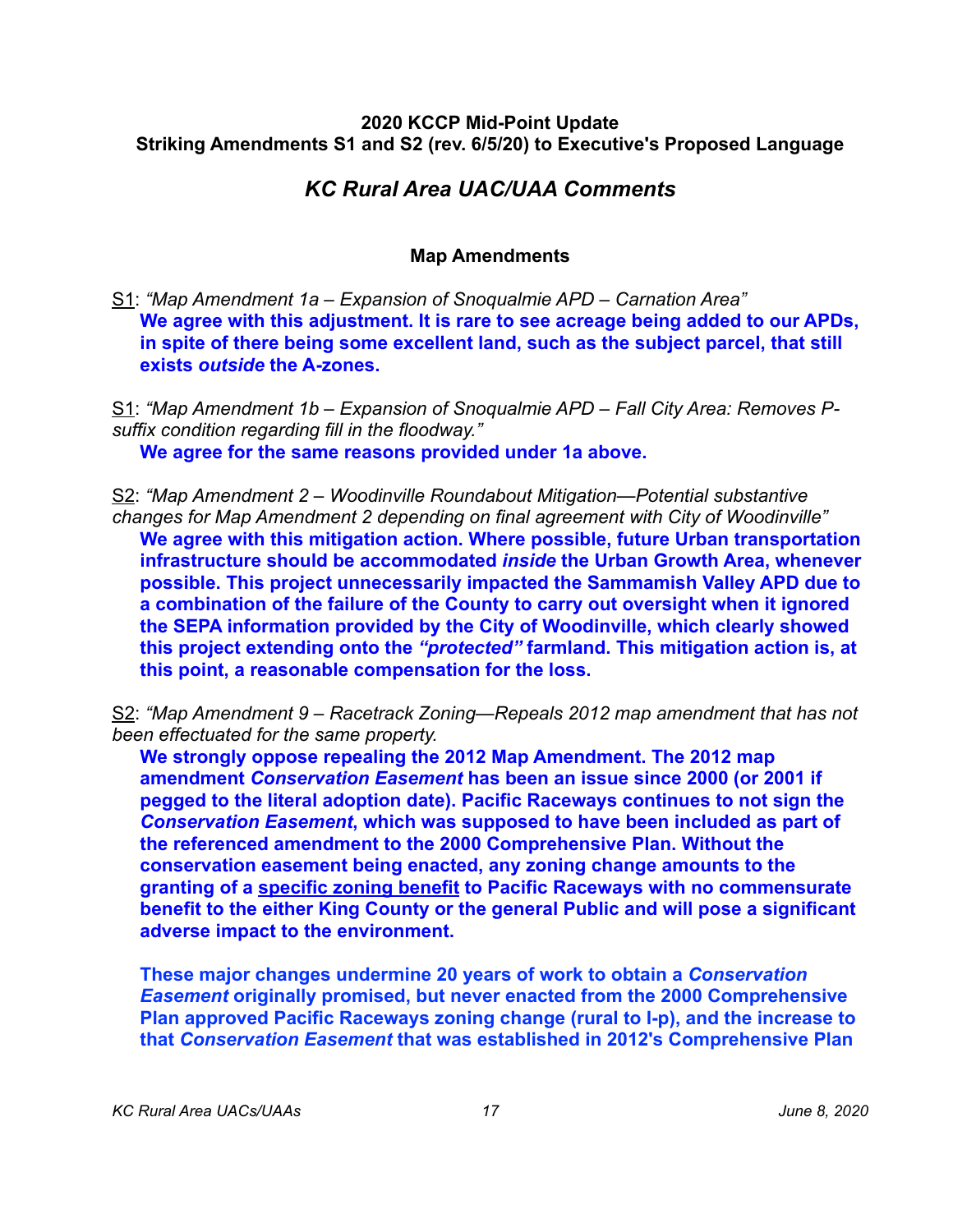**2020 KCCP Mid-Point Update**
**Striking Amendments S1 and S2 (rev. 6/5/20) to Executive's Proposed Language**

## *KC Rural Area UAC/UAA Comments*

### Map Amendments

<u>S1</u>: *"Map Amendment 1a – Expansion of Snoqualmie APD – Carnation Area"*

**We agree with this adjustment. It is rare to see acreage being added to our APDs, in spite of there being some excellent land, such as the subject parcel, that still exists *outside* the A-zones.**

<u>S1</u>: *"Map Amendment 1b – Expansion of Snoqualmie APD – Fall City Area: Removes P-suffix condition regarding fill in the floodway."*

**We agree for the same reasons provided under 1a above.**

<u>S2</u>: *"Map Amendment 2 – Woodinville Roundabout Mitigation—Potential substantive changes for Map Amendment 2 depending on final agreement with City of Woodinville"*

**We agree with this mitigation action. Where possible, future Urban transportation infrastructure should be accommodated *inside* the Urban Growth Area, whenever possible. This project unnecessarily impacted the Sammamish Valley APD due to a combination of the failure of the County to carry out oversight when it ignored the SEPA information provided by the City of Woodinville, which clearly showed this project extending onto the *"protected"* farmland. This mitigation action is, at this point, a reasonable compensation for the loss.**

<u>S2</u>: *"Map Amendment 9 – Racetrack Zoning—Repeals 2012 map amendment that has not been effectuated for the same property.*

**We strongly oppose repealing the 2012 Map Amendment. The 2012 map amendment *Conservation Easement* has been an issue since 2000 (or 2001 if pegged to the literal adoption date). Pacific Raceways continues to not sign the *Conservation Easement*, which was supposed to have been included as part of the referenced amendment to the 2000 Comprehensive Plan. Without the conservation easement being enacted, any zoning change amounts to the granting of a <u>specific zoning benefit</u> to Pacific Raceways with no commensurate benefit to the either King County or the general Public and will pose a significant adverse impact to the environment.**

**These major changes undermine 20 years of work to obtain a *Conservation Easement* originally promised, but never enacted from the 2000 Comprehensive Plan approved Pacific Raceways zoning change (rural to I-p), and the increase to that *Conservation Easement* that was established in 2012's Comprehensive Plan**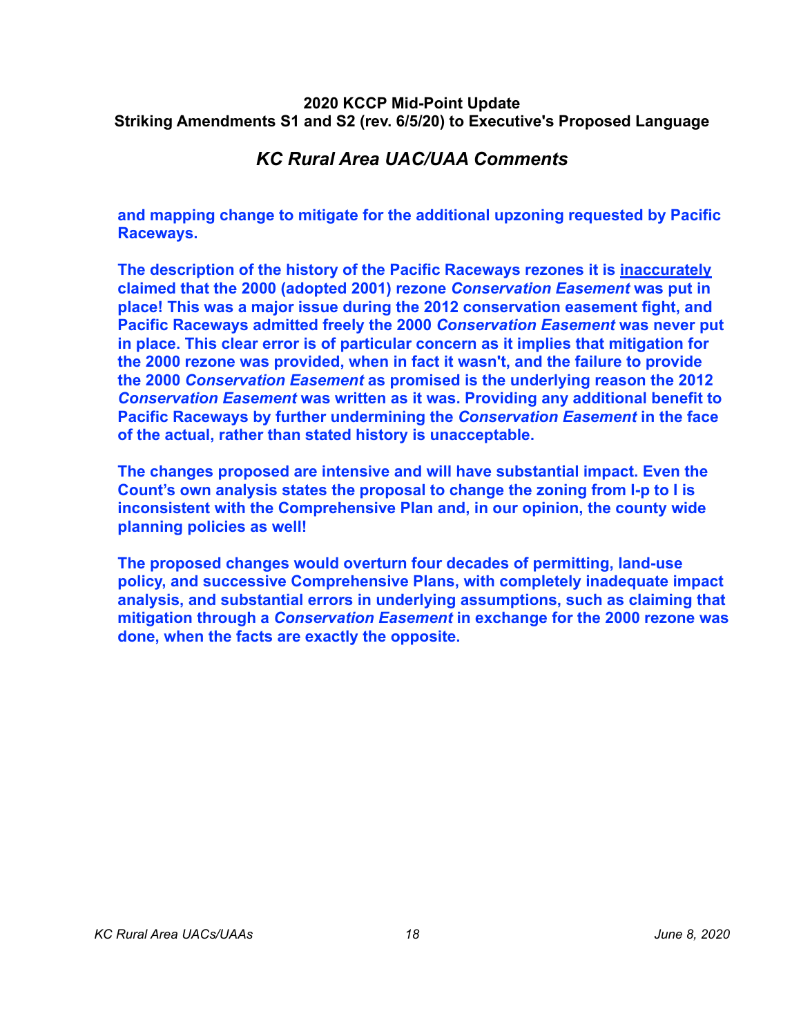**and mapping change to mitigate for the additional upzoning requested by Pacific Raceways.**

**The description of the history of the Pacific Raceways rezones it is <u>inaccurately</u> claimed that the 2000 (adopted 2001) rezone *Conservation Easement* was put in place! This was a major issue during the 2012 conservation easement fight, and Pacific Raceways admitted freely the 2000 *Conservation Easement* was never put in place. This clear error is of particular concern as it implies that mitigation for the 2000 rezone was provided, when in fact it wasn't, and the failure to provide the 2000 *Conservation Easement* as promised is the underlying reason the 2012 *Conservation Easement* was written as it was. Providing any additional benefit to Pacific Raceways by further undermining the *Conservation Easement* in the face of the actual, rather than stated history is unacceptable.**

**The changes proposed are intensive and will have substantial impact. Even the Count's own analysis states the proposal to change the zoning from I-p to I is inconsistent with the Comprehensive Plan and, in our opinion, the county wide planning policies as well!**

**The proposed changes would overturn four decades of permitting, land-use policy, and successive Comprehensive Plans, with completely inadequate impact analysis, and substantial errors in underlying assumptions, such as claiming that mitigation through a *Conservation Easement* in exchange for the 2000 rezone was done, when the facts are exactly the opposite.**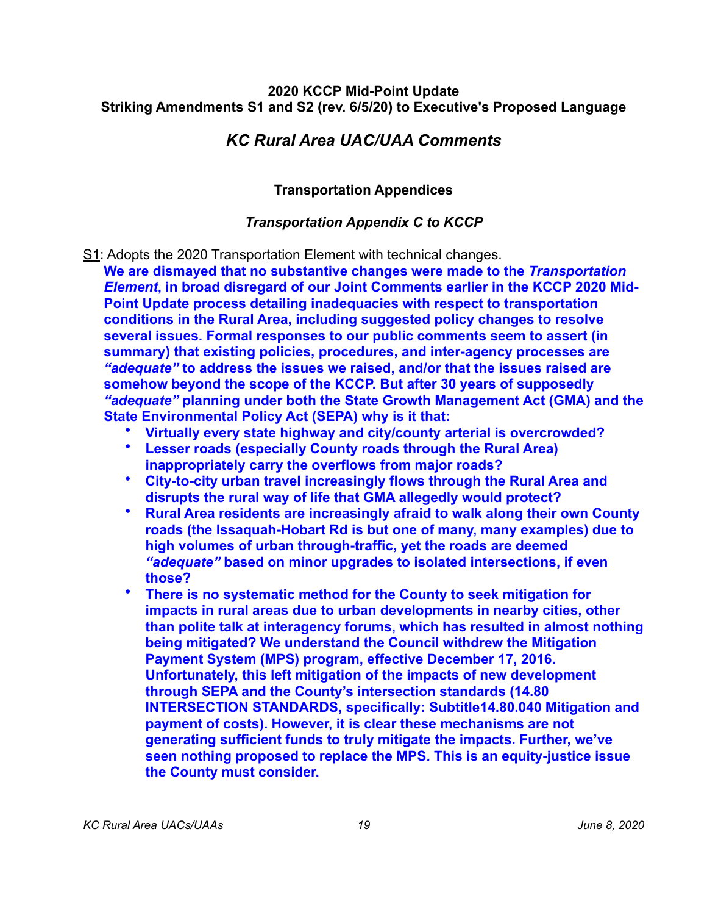**2020 KCCP Mid-Point Update**
**Striking Amendments S1 and S2 (rev. 6/5/20) to Executive's Proposed Language**

## *KC Rural Area UAC/UAA Comments*

### Transportation Appendices

#### *Transportation Appendix C to KCCP*

S1: Adopts the 2020 Transportation Element with technical changes.

**We are dismayed that no substantive changes were made to the *Transportation Element*, in broad disregard of our Joint Comments earlier in the KCCP 2020 Mid-Point Update process detailing inadequacies with respect to transportation conditions in the Rural Area, including suggested policy changes to resolve several issues. Formal responses to our public comments seem to assert (in summary) that existing policies, procedures, and inter-agency processes are *"adequate"* to address the issues we raised, and/or that the issues raised are somehow beyond the scope of the KCCP. But after 30 years of supposedly *"adequate"* planning under both the State Growth Management Act (GMA) and the State Environmental Policy Act (SEPA) why is it that:**

- **Virtually every state highway and city/county arterial is overcrowded?**
- **Lesser roads (especially County roads through the Rural Area) inappropriately carry the overflows from major roads?**
- **City-to-city urban travel increasingly flows through the Rural Area and disrupts the rural way of life that GMA allegedly would protect?**
- **Rural Area residents are increasingly afraid to walk along their own County roads (the Issaquah-Hobart Rd is but one of many, many examples) due to high volumes of urban through-traffic, yet the roads are deemed *"adequate"* based on minor upgrades to isolated intersections, if even those?**
- **There is no systematic method for the County to seek mitigation for impacts in rural areas due to urban developments in nearby cities, other than polite talk at interagency forums, which has resulted in almost nothing being mitigated? We understand the Council withdrew the Mitigation Payment System (MPS) program, effective December 17, 2016. Unfortunately, this left mitigation of the impacts of new development through SEPA and the County's intersection standards (14.80 INTERSECTION STANDARDS, specifically: Subtitle14.80.040 Mitigation and payment of costs). However, it is clear these mechanisms are not generating sufficient funds to truly mitigate the impacts. Further, we've seen nothing proposed to replace the MPS. This is an equity-justice issue the County must consider.**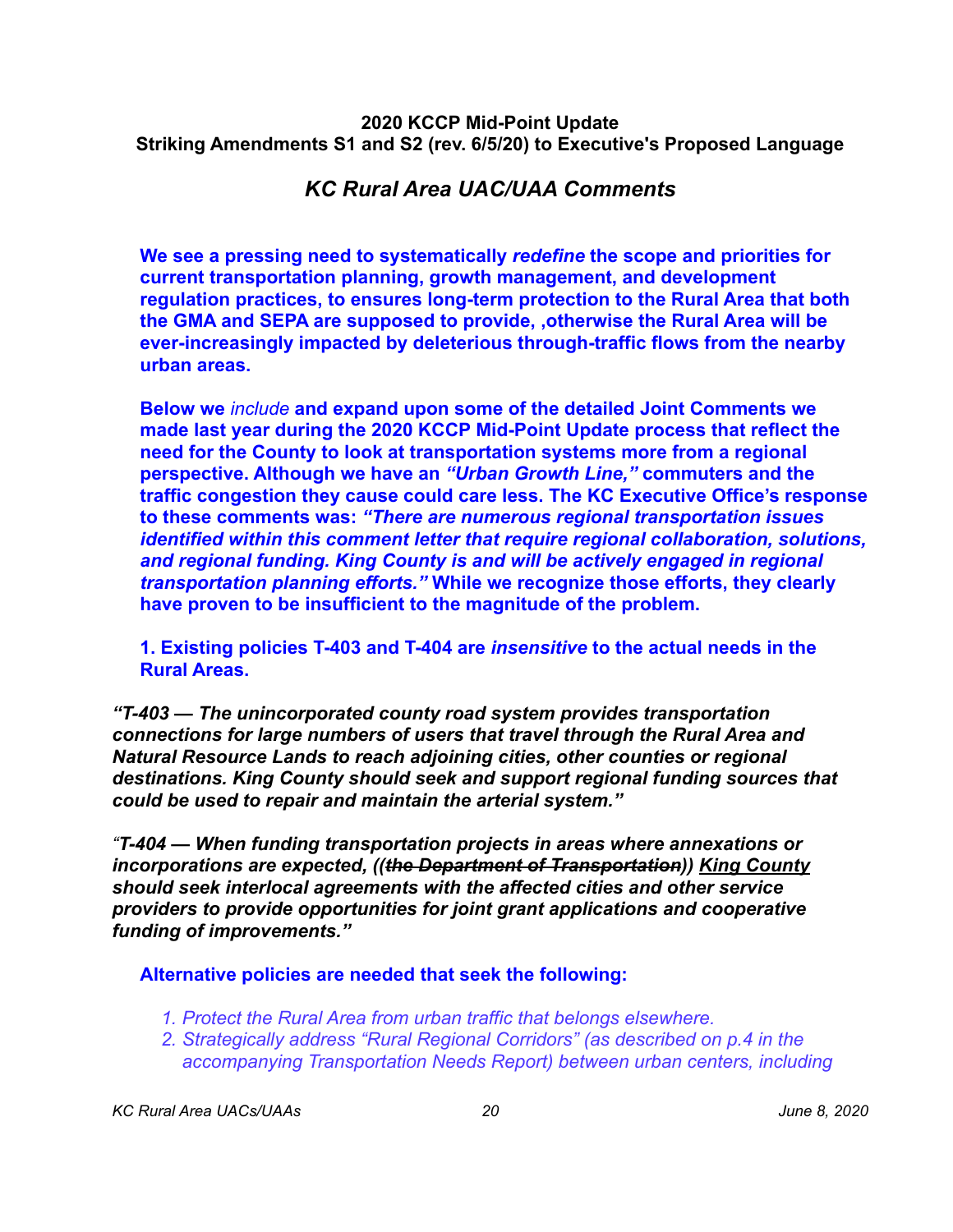**2020 KCCP Mid-Point Update**
**Striking Amendments S1 and S2 (rev. 6/5/20) to Executive's Proposed Language**

## *KC Rural Area UAC/UAA Comments*

**We see a pressing need to systematically *redefine* the scope and priorities for current transportation planning, growth management, and development regulation practices, to ensures long-term protection to the Rural Area that both the GMA and SEPA are supposed to provide, ,otherwise the Rural Area will be ever-increasingly impacted by deleterious through-traffic flows from the nearby urban areas.**

**Below we *include* and expand upon some of the detailed Joint Comments we made last year during the 2020 KCCP Mid-Point Update process that reflect the need for the County to look at transportation systems more from a regional perspective. Although we have an *"Urban Growth Line,"* commuters and the traffic congestion they cause could care less. The KC Executive Office's response to these comments was: *"There are numerous regional transportation issues identified within this comment letter that require regional collaboration, solutions, and regional funding. King County is and will be actively engaged in regional transportation planning efforts."* While we recognize those efforts, they clearly have proven to be insufficient to the magnitude of the problem.**

**1. Existing policies T-403 and T-404 are *insensitive* to the actual needs in the Rural Areas.**

***"T-403 — The unincorporated county road system provides transportation connections for large numbers of users that travel through the Rural Area and Natural Resource Lands to reach adjoining cities, other counties or regional destinations. King County should seek and support regional funding sources that could be used to repair and maintain the arterial system."***

***"T-404 — When funding transportation projects in areas where annexations or incorporations are expected, ((~~the Department of Transportation~~)) <u>King County</u> should seek interlocal agreements with the affected cities and other service providers to provide opportunities for joint grant applications and cooperative funding of improvements."***

**Alternative policies are needed that seek the following:**

1. *Protect the Rural Area from urban traffic that belongs elsewhere.*
2. *Strategically address "Rural Regional Corridors" (as described on p.4 in the accompanying Transportation Needs Report) between urban centers, including*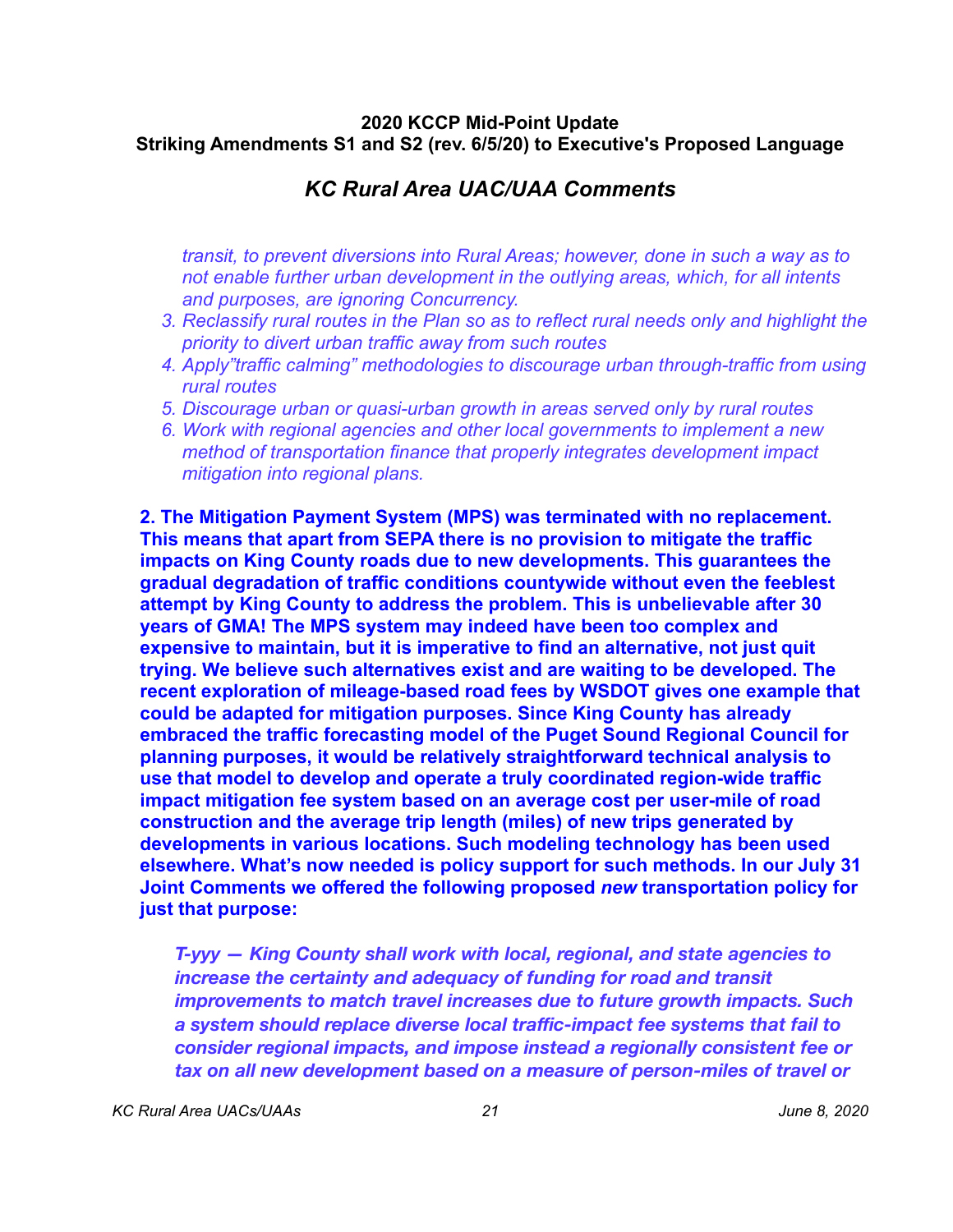*transit, to prevent diversions into Rural Areas; however, done in such a way as to not enable further urban development in the outlying areas, which, for all intents and purposes, are ignoring Concurrency.*

3. *Reclassify rural routes in the Plan so as to reflect rural needs only and highlight the priority to divert urban traffic away from such routes*
4. *Apply"traffic calming" methodologies to discourage urban through-traffic from using rural routes*
5. *Discourage urban or quasi-urban growth in areas served only by rural routes*
6. *Work with regional agencies and other local governments to implement a new method of transportation finance that properly integrates development impact mitigation into regional plans.*

**2. The Mitigation Payment System (MPS) was terminated with no replacement. This means that apart from SEPA there is no provision to mitigate the traffic impacts on King County roads due to new developments. This guarantees the gradual degradation of traffic conditions countywide without even the feeblest attempt by King County to address the problem. This is unbelievable after 30 years of GMA! The MPS system may indeed have been too complex and expensive to maintain, but it is imperative to find an alternative, not just quit trying. We believe such alternatives exist and are waiting to be developed. The recent exploration of mileage-based road fees by WSDOT gives one example that could be adapted for mitigation purposes. Since King County has already embraced the traffic forecasting model of the Puget Sound Regional Council for planning purposes, it would be relatively straightforward technical analysis to use that model to develop and operate a truly coordinated region-wide traffic impact mitigation fee system based on an average cost per user-mile of road construction and the average trip length (miles) of new trips generated by developments in various locations. Such modeling technology has been used elsewhere. What's now needed is policy support for such methods. In our July 31 Joint Comments we offered the following proposed *new* transportation policy for just that purpose:**

***T-yyy — King County shall work with local, regional, and state agencies to increase the certainty and adequacy of funding for road and transit improvements to match travel increases due to future growth impacts. Such a system should replace diverse local traffic-impact fee systems that fail to consider regional impacts, and impose instead a regionally consistent fee or tax on all new development based on a measure of person-miles of travel or***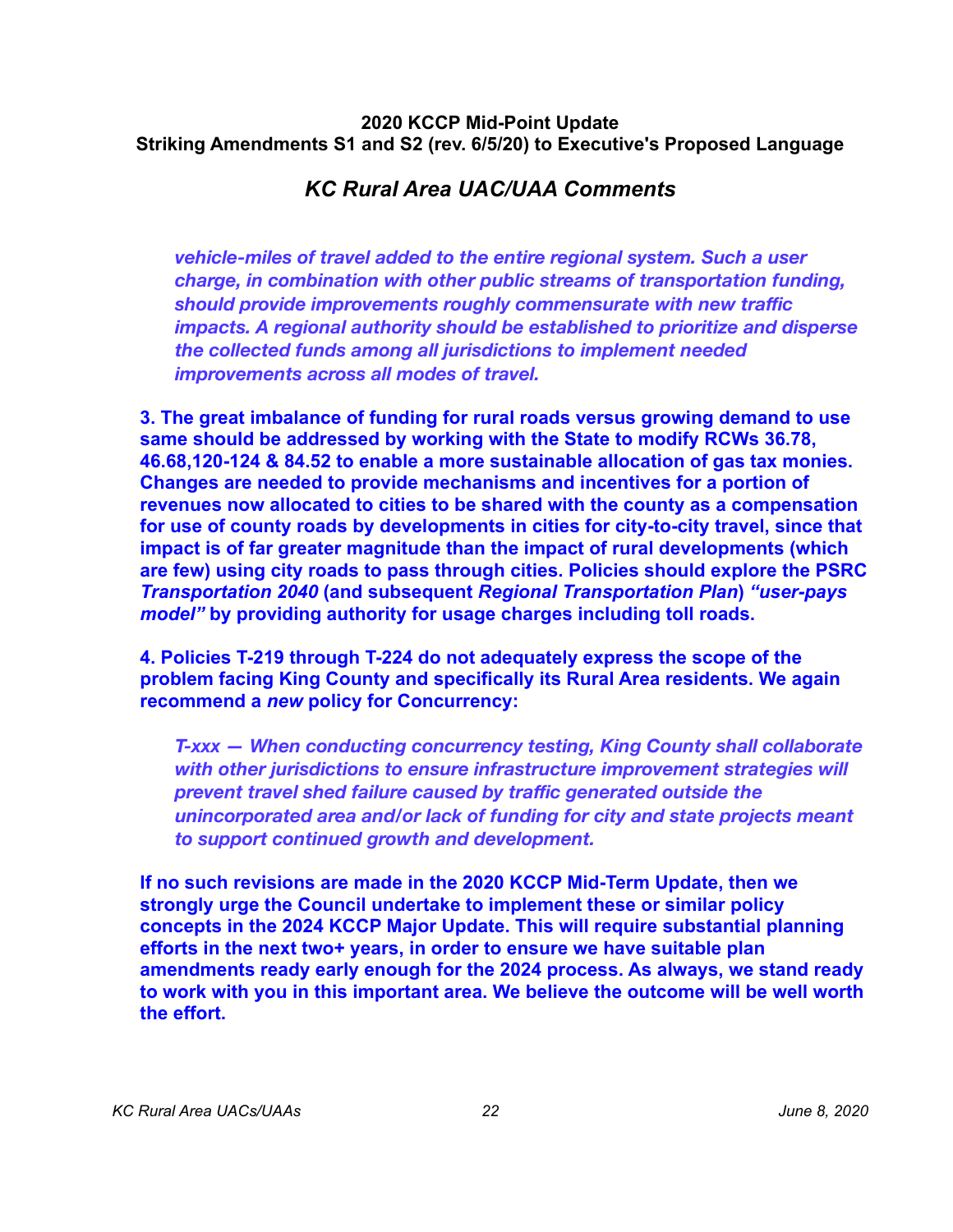*vehicle-miles of travel added to the entire regional system. Such a user charge, in combination with other public streams of transportation funding, should provide improvements roughly commensurate with new traffic impacts. A regional authority should be established to prioritize and disperse the collected funds among all jurisdictions to implement needed improvements across all modes of travel.*

**3. The great imbalance of funding for rural roads versus growing demand to use same should be addressed by working with the State to modify RCWs 36.78, 46.68,120-124 & 84.52 to enable a more sustainable allocation of gas tax monies. Changes are needed to provide mechanisms and incentives for a portion of revenues now allocated to cities to be shared with the county as a compensation for use of county roads by developments in cities for city-to-city travel, since that impact is of far greater magnitude than the impact of rural developments (which are few) using city roads to pass through cities. Policies should explore the PSRC *Transportation 2040* (and subsequent *Regional Transportation Plan*) *"user-pays model"* by providing authority for usage charges including toll roads.**

**4. Policies T-219 through T-224 do not adequately express the scope of the problem facing King County and specifically its Rural Area residents. We again recommend a *new* policy for Concurrency:**

*T-xxx — When conducting concurrency testing, King County shall collaborate with other jurisdictions to ensure infrastructure improvement strategies will prevent travel shed failure caused by traffic generated outside the unincorporated area and/or lack of funding for city and state projects meant to support continued growth and development.*

**If no such revisions are made in the 2020 KCCP Mid-Term Update, then we strongly urge the Council undertake to implement these or similar policy concepts in the 2024 KCCP Major Update. This will require substantial planning efforts in the next two+ years, in order to ensure we have suitable plan amendments ready early enough for the 2024 process. As always, we stand ready to work with you in this important area. We believe the outcome will be well worth the effort.**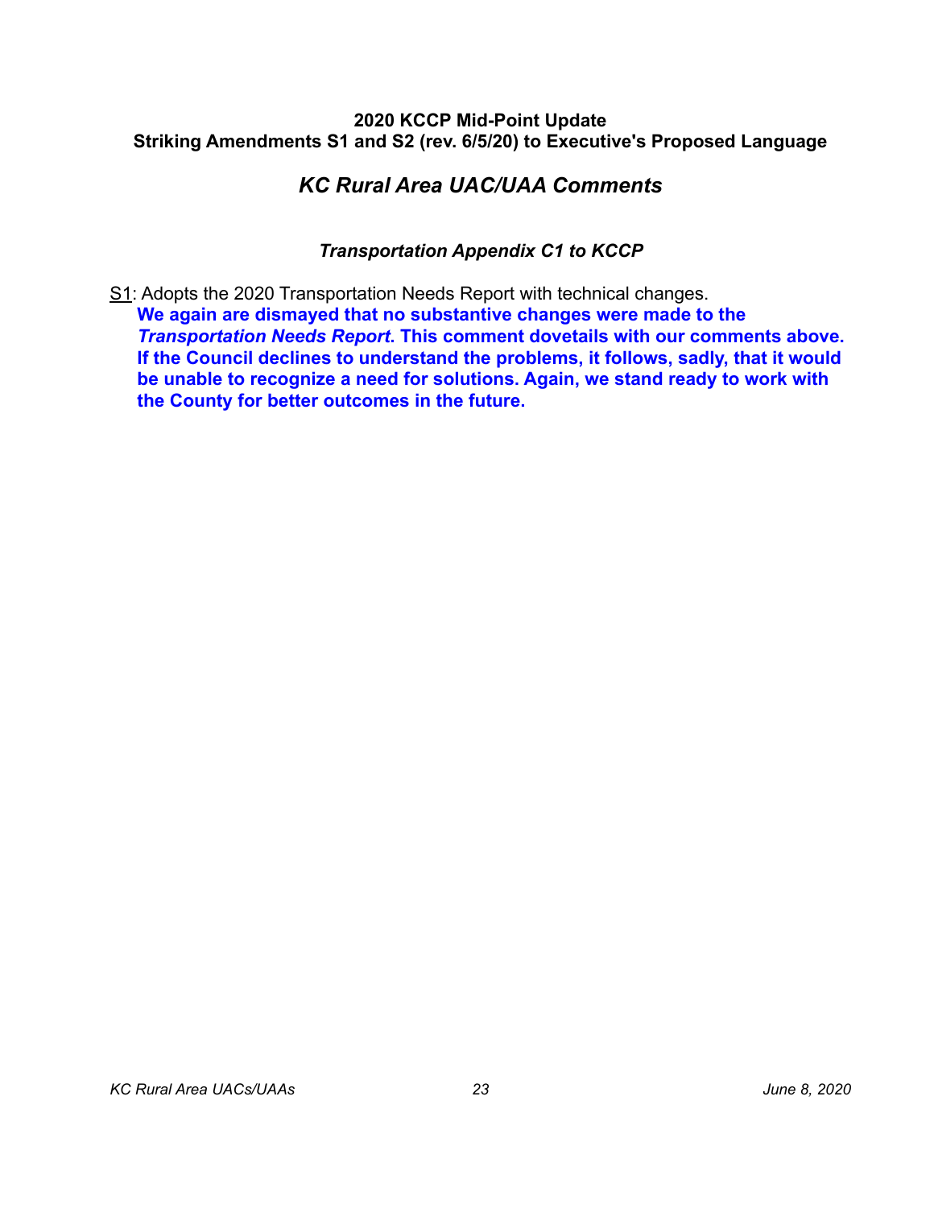**2020 KCCP Mid-Point Update**
**Striking Amendments S1 and S2 (rev. 6/5/20) to Executive's Proposed Language**

## *KC Rural Area UAC/UAA Comments*

### *Transportation Appendix C1 to KCCP*

S1: Adopts the 2020 Transportation Needs Report with technical changes.

**We again are dismayed that no substantive changes were made to the *Transportation Needs Report*. This comment dovetails with our comments above. If the Council declines to understand the problems, it follows, sadly, that it would be unable to recognize a need for solutions. Again, we stand ready to work with the County for better outcomes in the future.**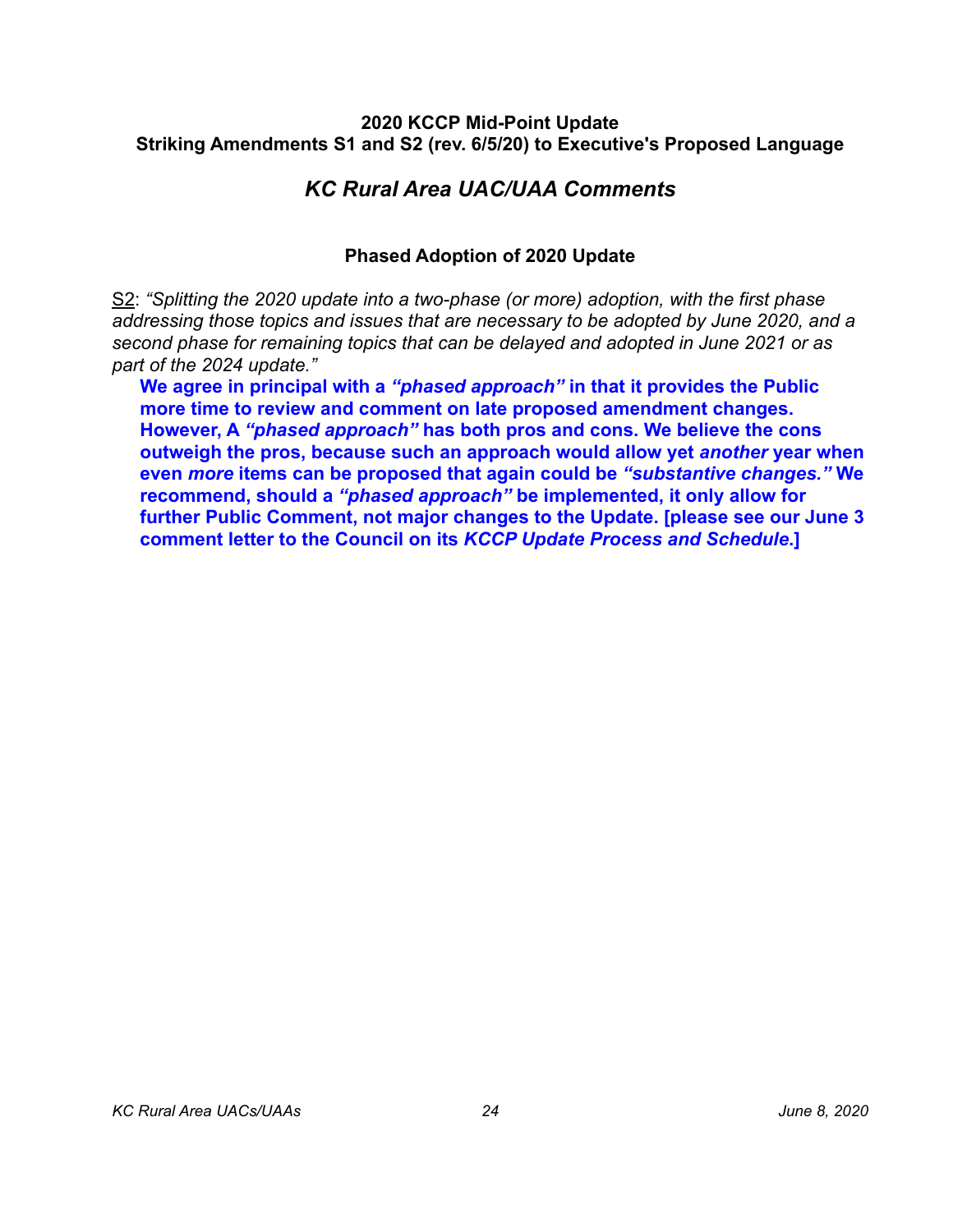**2020 KCCP Mid-Point Update**
**Striking Amendments S1 and S2 (rev. 6/5/20) to Executive's Proposed Language**

## *KC Rural Area UAC/UAA Comments*

### Phased Adoption of 2020 Update

S2: *"Splitting the 2020 update into a two-phase (or more) adoption, with the first phase addressing those topics and issues that are necessary to be adopted by June 2020, and a second phase for remaining topics that can be delayed and adopted in June 2021 or as part of the 2024 update."*

> **We agree in principal with a *"phased approach"* in that it provides the Public more time to review and comment on late proposed amendment changes. However, A *"phased approach"* has both pros and cons. We believe the cons outweigh the pros, because such an approach would allow yet *another* year when even *more* items can be proposed that again could be *"substantive changes."* We recommend, should a *"phased approach"* be implemented, it only allow for further Public Comment, not major changes to the Update. [please see our June 3 comment letter to the Council on its *KCCP Update Process and Schedule*.]**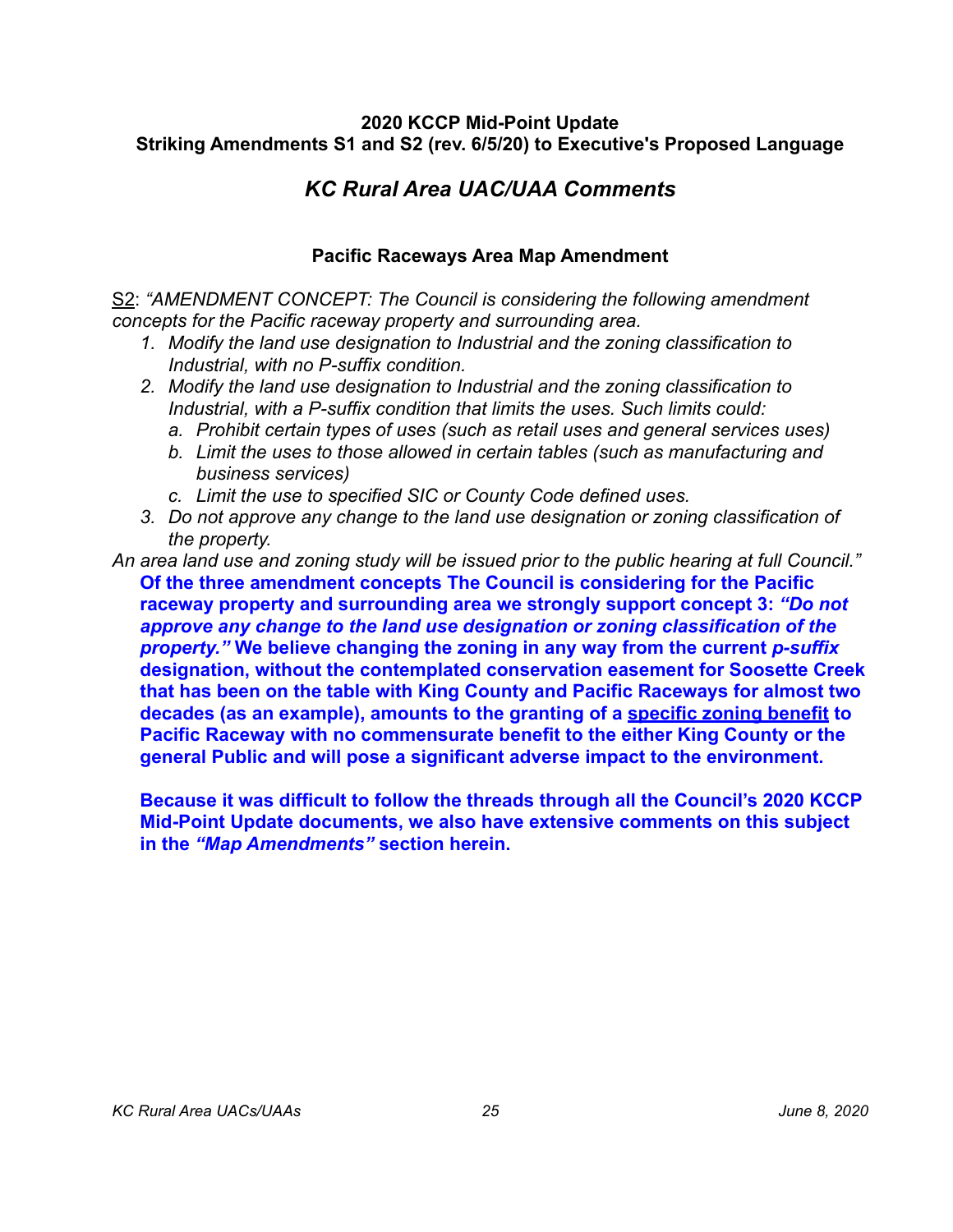**2020 KCCP Mid-Point Update**
**Striking Amendments S1 and S2 (rev. 6/5/20) to Executive's Proposed Language**

## *KC Rural Area UAC/UAA Comments*

### Pacific Raceways Area Map Amendment

S2: *"AMENDMENT CONCEPT: The Council is considering the following amendment concepts for the Pacific raceway property and surrounding area.*

1. *Modify the land use designation to Industrial and the zoning classification to Industrial, with no P-suffix condition.*
2. *Modify the land use designation to Industrial and the zoning classification to Industrial, with a P-suffix condition that limits the uses. Such limits could:*
   a. *Prohibit certain types of uses (such as retail uses and general services uses)*
   b. *Limit the uses to those allowed in certain tables (such as manufacturing and business services)*
   c. *Limit the use to specified SIC or County Code defined uses.*
3. *Do not approve any change to the land use designation or zoning classification of the property.*

*An area land use and zoning study will be issued prior to the public hearing at full Council."*

**Of the three amendment concepts The Council is considering for the Pacific raceway property and surrounding area we strongly support concept 3: *"Do not approve any change to the land use designation or zoning classification of the property."* We believe changing the zoning in any way from the current *p-suffix* designation, without the contemplated conservation easement for Soosette Creek that has been on the table with King County and Pacific Raceways for almost two decades (as an example), amounts to the granting of a <u>specific zoning benefit</u> to Pacific Raceway with no commensurate benefit to the either King County or the general Public and will pose a significant adverse impact to the environment.**

**Because it was difficult to follow the threads through all the Council's 2020 KCCP Mid-Point Update documents, we also have extensive comments on this subject in the *"Map Amendments"* section herein.**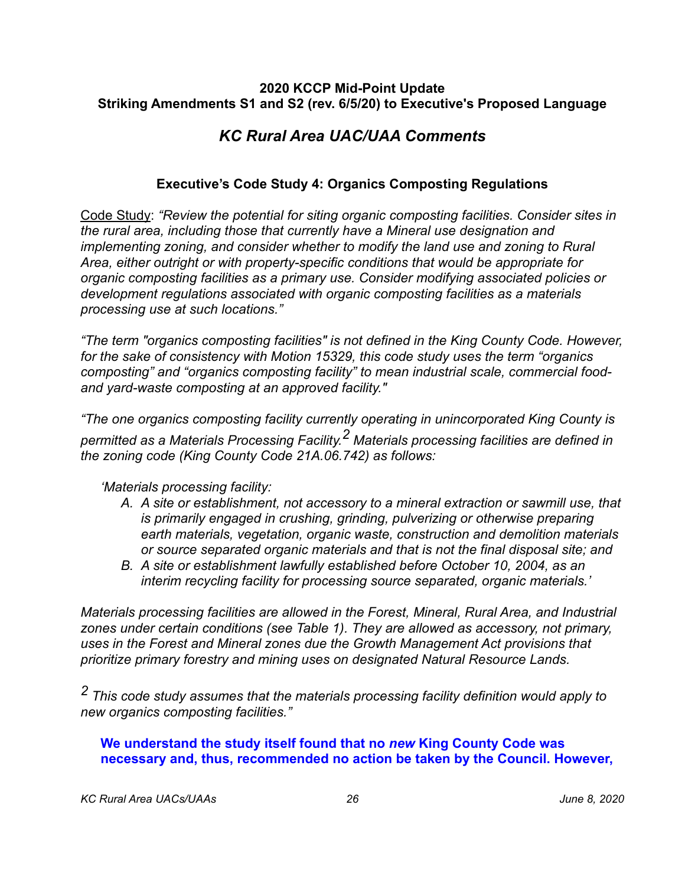**2020 KCCP Mid-Point Update**
**Striking Amendments S1 and S2 (rev. 6/5/20) to Executive's Proposed Language**

## *KC Rural Area UAC/UAA Comments*

### Executive's Code Study 4: Organics Composting Regulations

<u>Code Study</u>: *"Review the potential for siting organic composting facilities. Consider sites in the rural area, including those that currently have a Mineral use designation and implementing zoning, and consider whether to modify the land use and zoning to Rural Area, either outright or with property-specific conditions that would be appropriate for organic composting facilities as a primary use. Consider modifying associated policies or development regulations associated with organic composting facilities as a materials processing use at such locations."*

*"The term "organics composting facilities" is not defined in the King County Code. However, for the sake of consistency with Motion 15329, this code study uses the term "organics composting" and "organics composting facility" to mean industrial scale, commercial food- and yard-waste composting at an approved facility."*

*"The one organics composting facility currently operating in unincorporated King County is permitted as a Materials Processing Facility.[2] Materials processing facilities are defined in the zoning code (King County Code 21A.06.742) as follows:*

*'Materials processing facility:*

*A. A site or establishment, not accessory to a mineral extraction or sawmill use, that is primarily engaged in crushing, grinding, pulverizing or otherwise preparing earth materials, vegetation, organic waste, construction and demolition materials or source separated organic materials and that is not the final disposal site; and*
*B. A site or establishment lawfully established before October 10, 2004, as an interim recycling facility for processing source separated, organic materials.'*

*Materials processing facilities are allowed in the Forest, Mineral, Rural Area, and Industrial zones under certain conditions (see Table 1). They are allowed as accessory, not primary, uses in the Forest and Mineral zones due the Growth Management Act provisions that prioritize primary forestry and mining uses on designated Natural Resource Lands.*

*[2] This code study assumes that the materials processing facility definition would apply to new organics composting facilities."*

**We understand the study itself found that no *new* King County Code was necessary and, thus, recommended no action be taken by the Council. However,**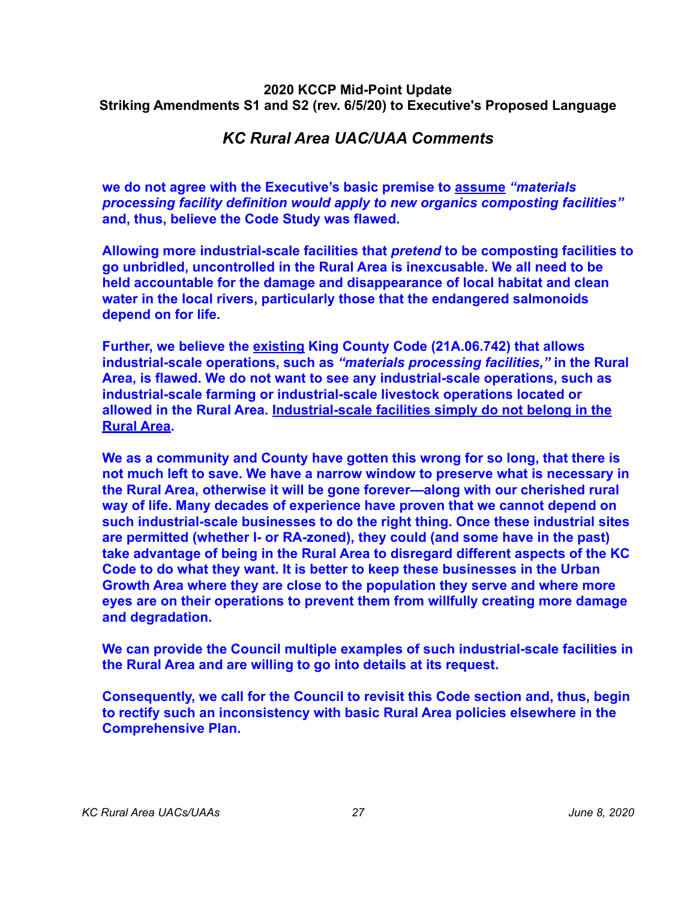**2020 KCCP Mid-Point Update**
**Striking Amendments S1 and S2 (rev. 6/5/20) to Executive's Proposed Language**

## *KC Rural Area UAC/UAA Comments*

**we do not agree with the Executive's basic premise to <u>assume</u> *"materials processing facility definition would apply to new organics composting facilities"* and, thus, believe the Code Study was flawed.**

**Allowing more industrial-scale facilities that *pretend* to be composting facilities to go unbridled, uncontrolled in the Rural Area is inexcusable. We all need to be held accountable for the damage and disappearance of local habitat and clean water in the local rivers, particularly those that the endangered salmonoids depend on for life.**

**Further, we believe the <u>existing</u> King County Code (21A.06.742) that allows industrial-scale operations, such as *"materials processing facilities,"* in the Rural Area, is flawed. We do not want to see any industrial-scale operations, such as industrial-scale farming or industrial-scale livestock operations located or allowed in the Rural Area. <u>Industrial-scale facilities simply do not belong in the Rural Area</u>.**

**We as a community and County have gotten this wrong for so long, that there is not much left to save. We have a narrow window to preserve what is necessary in the Rural Area, otherwise it will be gone forever—along with our cherished rural way of life. Many decades of experience have proven that we cannot depend on such industrial-scale businesses to do the right thing. Once these industrial sites are permitted (whether I- or RA-zoned), they could (and some have in the past) take advantage of being in the Rural Area to disregard different aspects of the KC Code to do what they want. It is better to keep these businesses in the Urban Growth Area where they are close to the population they serve and where more eyes are on their operations to prevent them from willfully creating more damage and degradation.**

**We can provide the Council multiple examples of such industrial-scale facilities in the Rural Area and are willing to go into details at its request.**

**Consequently, we call for the Council to revisit this Code section and, thus, begin to rectify such an inconsistency with basic Rural Area policies elsewhere in the Comprehensive Plan.**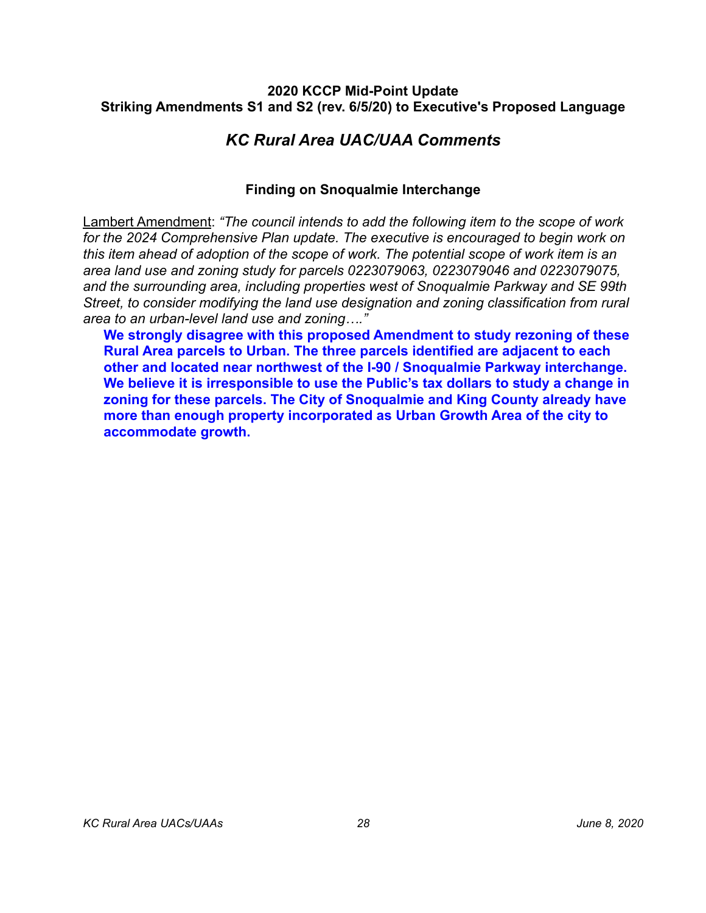**2020 KCCP Mid-Point Update**
**Striking Amendments S1 and S2 (rev. 6/5/20) to Executive's Proposed Language**

## *KC Rural Area UAC/UAA Comments*

### Finding on Snoqualmie Interchange

Lambert Amendment: *"The council intends to add the following item to the scope of work for the 2024 Comprehensive Plan update. The executive is encouraged to begin work on this item ahead of adoption of the scope of work. The potential scope of work item is an area land use and zoning study for parcels 0223079063, 0223079046 and 0223079075, and the surrounding area, including properties west of Snoqualmie Parkway and SE 99th Street, to consider modifying the land use designation and zoning classification from rural area to an urban-level land use and zoning…."*

> **We strongly disagree with this proposed Amendment to study rezoning of these Rural Area parcels to Urban. The three parcels identified are adjacent to each other and located near northwest of the I-90 / Snoqualmie Parkway interchange. We believe it is irresponsible to use the Public's tax dollars to study a change in zoning for these parcels. The City of Snoqualmie and King County already have more than enough property incorporated as Urban Growth Area of the city to accommodate growth.**